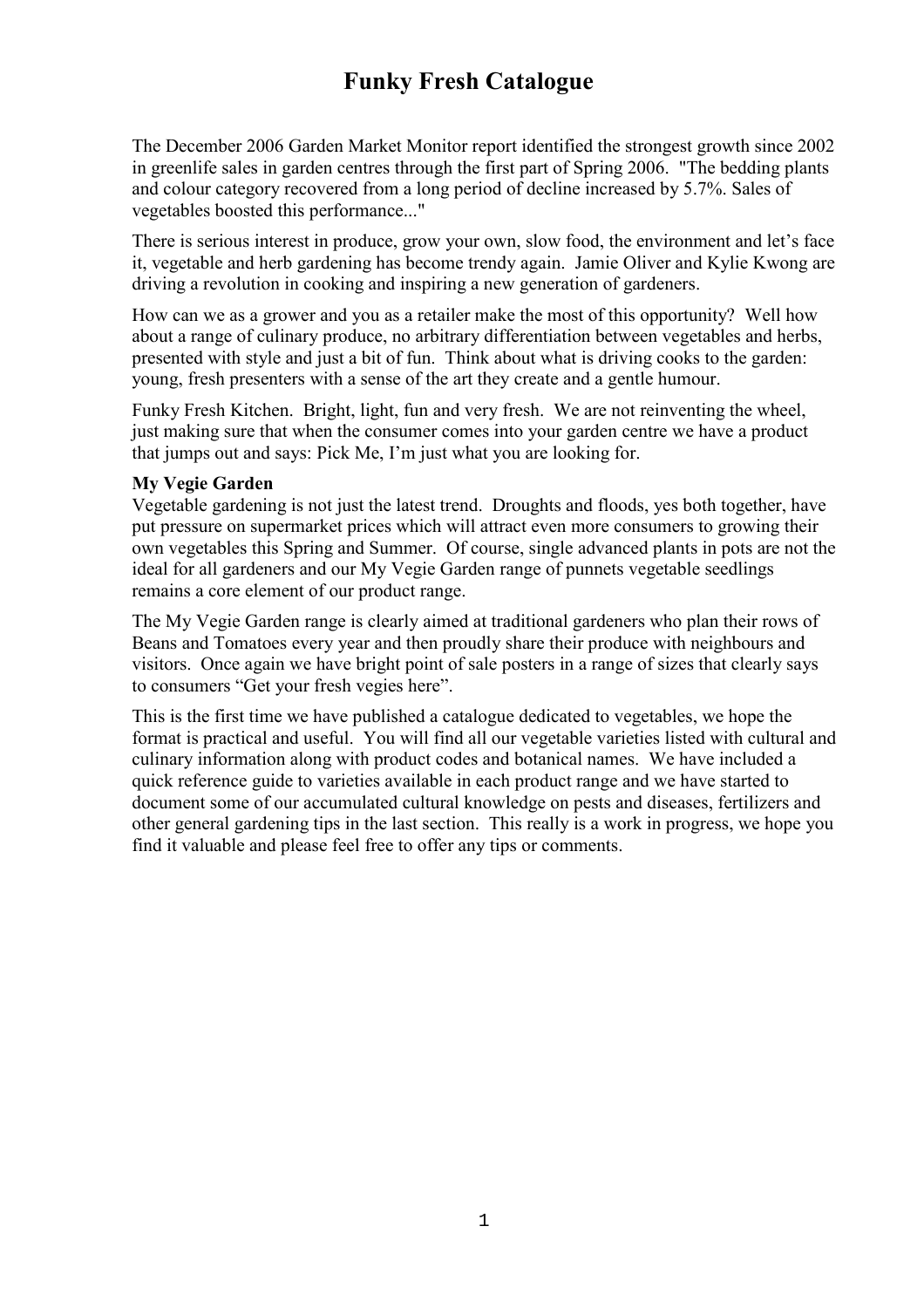# Funky Fresh Catalogue

The December 2006 Garden Market Monitor report identified the strongest growth since 2002 in greenlife sales in garden centres through the first part of Spring 2006. "The bedding plants and colour category recovered from a long period of decline increased by 5.7%. Sales of vegetables boosted this performance..."

There is serious interest in produce, grow your own, slow food, the environment and let's face it, vegetable and herb gardening has become trendy again. Jamie Oliver and Kylie Kwong are driving a revolution in cooking and inspiring a new generation of gardeners.

How can we as a grower and you as a retailer make the most of this opportunity? Well how about a range of culinary produce, no arbitrary differentiation between vegetables and herbs, presented with style and just a bit of fun. Think about what is driving cooks to the garden: young, fresh presenters with a sense of the art they create and a gentle humour.

Funky Fresh Kitchen. Bright, light, fun and very fresh. We are not reinventing the wheel, just making sure that when the consumer comes into your garden centre we have a product that jumps out and says: Pick Me, I'm just what you are looking for.

**My Vegie Garden**

Vegetable gardening is not just the latest trend. Droughts and floods, yes both together, have put pressure on supermarket prices which will attract even more consumers to growing their own vegetables this Spring and Summer. Of course, single advanced plants in pots are not the ideal for all gardeners and our My Vegie Garden range of punnets vegetable seedlings remains a core element of our product range.

The My Vegie Garden range is clearly aimed at traditional gardeners who plan their rows of Beans and Tomatoes every year and then proudly share their produce with neighbours and visitors. Once again we have bright point of sale posters in a range of sizes that clearly says to consumers "Get your fresh vegies here".

This is the first time we have published a catalogue dedicated to vegetables, we hope the format is practical and useful. You will find all our vegetable varieties listed with cultural and culinary information along with product codes and botanical names. We have included a quick reference guide to varieties available in each product range and we have started to document some of our accumulated cultural knowledge on pests and diseases, fertilizers and other general gardening tips in the last section. This really is a work in progress, we hope you find it valuable and please feel free to offer any tips or comments.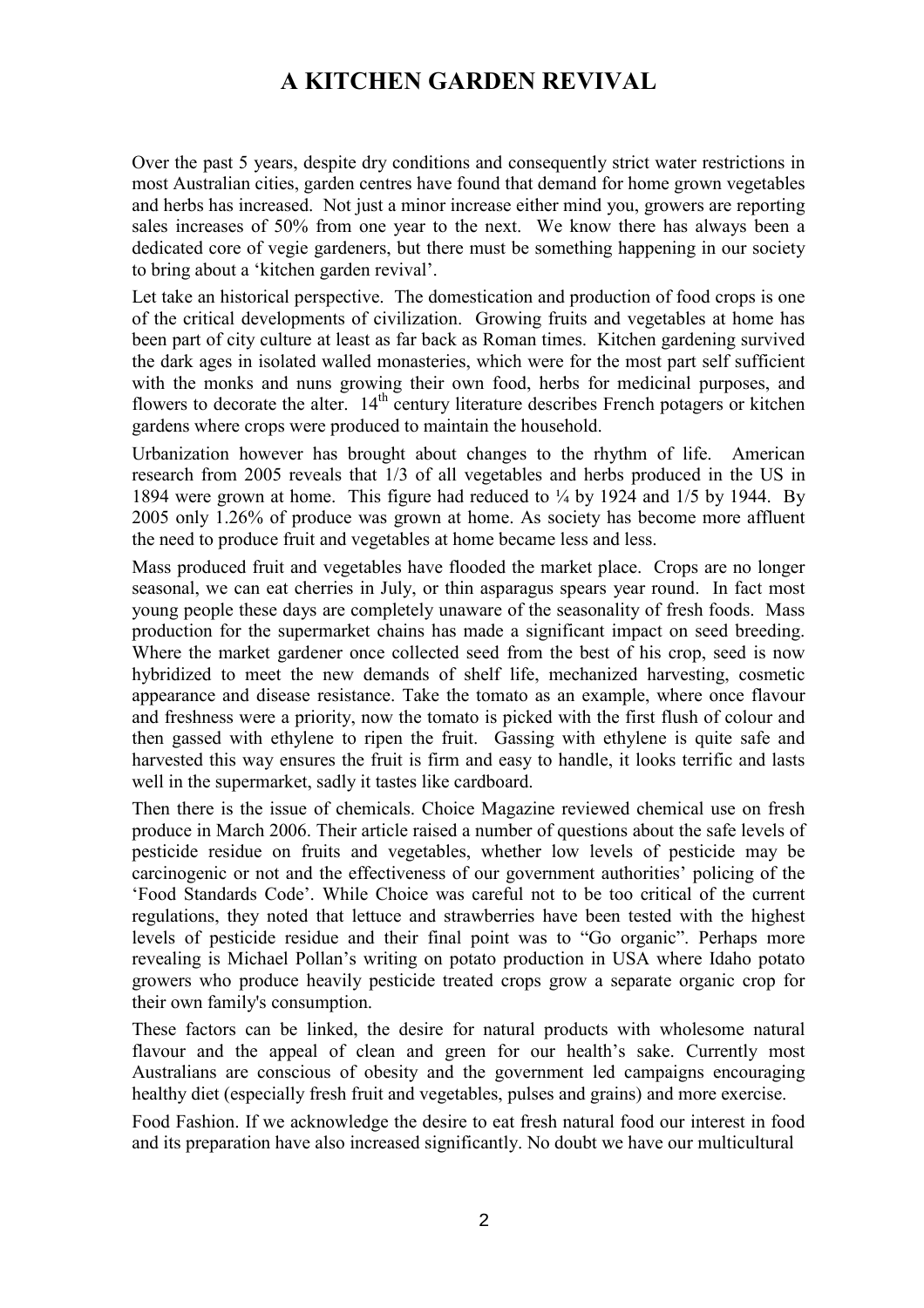# A KITCHEN GARDEN REVIVAL

Over the past 5 years, despite dry conditions and consequently strict water restrictions in most Australian cities, garden centres have found that demand for home grown vegetables and herbs has increased. Not just a minor increase either mind you, growers are reporting sales increases of 50% from one year to the next. We know there has always been a dedicated core of vegie gardeners, but there must be something happening in our society to bring about a 'kitchen garden revival'.

Let take an historical perspective. The domestication and production of food crops is one of the critical developments of civilization. Growing fruits and vegetables at home has been part of city culture at least as far back as Roman times. Kitchen gardening survived the dark ages in isolated walled monasteries, which were for the most part self sufficient with the monks and nuns growing their own food, herbs for medicinal purposes, and flowers to decorate the alter. 14th century literature describes French potagers or kitchen gardens where crops were produced to maintain the household.

Urbanization however has brought about changes to the rhythm of life. American research from 2005 reveals that 1/3 of all vegetables and herbs produced in the US in 1894 were grown at home. This figure had reduced to ¼ by 1924 and 1/5 by 1944. By 2005 only 1.26% of produce was grown at home. As society has become more affluent the need to produce fruit and vegetables at home became less and less.

Mass produced fruit and vegetables have flooded the market place. Crops are no longer seasonal, we can eat cherries in July, or thin asparagus spears year round. In fact most young people these days are completely unaware of the seasonality of fresh foods. Mass production for the supermarket chains has made a significant impact on seed breeding. Where the market gardener once collected seed from the best of his crop, seed is now hybridized to meet the new demands of shelf life, mechanized harvesting, cosmetic appearance and disease resistance. Take the tomato as an example, where once flavour and freshness were a priority, now the tomato is picked with the first flush of colour and then gassed with ethylene to ripen the fruit. Gassing with ethylene is quite safe and harvested this way ensures the fruit is firm and easy to handle, it looks terrific and lasts well in the supermarket, sadly it tastes like cardboard.

Then there is the issue of chemicals. Choice Magazine reviewed chemical use on fresh produce in March 2006. Their article raised a number of questions about the safe levels of pesticide residue on fruits and vegetables, whether low levels of pesticide may be carcinogenic or not and the effectiveness of our government authorities' policing of the 'Food Standards Code'. While Choice was careful not to be too critical of the current regulations, they noted that lettuce and strawberries have been tested with the highest levels of pesticide residue and their final point was to "Go organic". Perhaps more revealing is Michael Pollan's writing on potato production in USA where Idaho potato growers who produce heavily pesticide treated crops grow a separate organic crop for their own family's consumption.

These factors can be linked, the desire for natural products with wholesome natural flavour and the appeal of clean and green for our health's sake. Currently most Australians are conscious of obesity and the government led campaigns encouraging healthy diet (especially fresh fruit and vegetables, pulses and grains) and more exercise.

Food Fashion. If we acknowledge the desire to eat fresh natural food our interest in food and its preparation have also increased significantly. No doubt we have our multicultural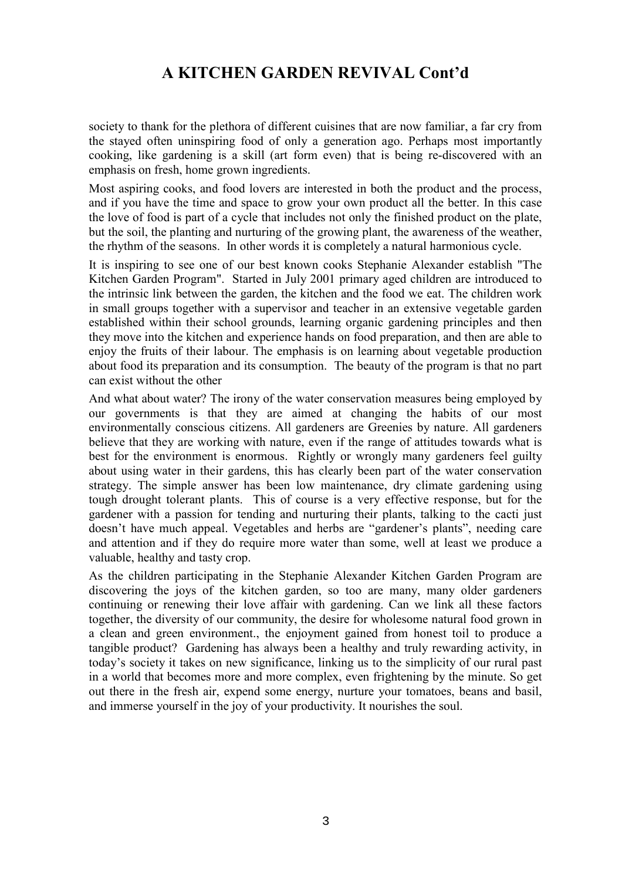# A KITCHEN GARDEN REVIVAL Cont'd

society to thank for the plethora of different cuisines that are now familiar, a far cry from the stayed often uninspiring food of only a generation ago. Perhaps most importantly cooking, like gardening is a skill (art form even) that is being re-discovered with an emphasis on fresh, home grown ingredients.

Most aspiring cooks, and food lovers are interested in both the product and the process, and if you have the time and space to grow your own product all the better. In this case the love of food is part of a cycle that includes not only the finished product on the plate, but the soil, the planting and nurturing of the growing plant, the awareness of the weather, the rhythm of the seasons. In other words it is completely a natural harmonious cycle.

It is inspiring to see one of our best known cooks Stephanie Alexander establish "The Kitchen Garden Program". Started in July 2001 primary aged children are introduced to the intrinsic link between the garden, the kitchen and the food we eat. The children work in small groups together with a supervisor and teacher in an extensive vegetable garden established within their school grounds, learning organic gardening principles and then they move into the kitchen and experience hands on food preparation, and then are able to enjoy the fruits of their labour. The emphasis is on learning about vegetable production about food its preparation and its consumption. The beauty of the program is that no part can exist without the other

And what about water? The irony of the water conservation measures being employed by our governments is that they are aimed at changing the habits of our most environmentally conscious citizens. All gardeners are Greenies by nature. All gardeners believe that they are working with nature, even if the range of attitudes towards what is best for the environment is enormous. Rightly or wrongly many gardeners feel guilty about using water in their gardens, this has clearly been part of the water conservation strategy. The simple answer has been low maintenance, dry climate gardening using tough drought tolerant plants. This of course is a very effective response, but for the gardener with a passion for tending and nurturing their plants, talking to the cacti just doesn't have much appeal. Vegetables and herbs are "gardener's plants", needing care and attention and if they do require more water than some, well at least we produce a valuable, healthy and tasty crop.

As the children participating in the Stephanie Alexander Kitchen Garden Program are discovering the joys of the kitchen garden, so too are many, many older gardeners continuing or renewing their love affair with gardening. Can we link all these factors together, the diversity of our community, the desire for wholesome natural food grown in a clean and green environment., the enjoyment gained from honest toil to produce a tangible product? Gardening has always been a healthy and truly rewarding activity, in today's society it takes on new significance, linking us to the simplicity of our rural past in a world that becomes more and more complex, even frightening by the minute. So get out there in the fresh air, expend some energy, nurture your tomatoes, beans and basil, and immerse yourself in the joy of your productivity. It nourishes the soul.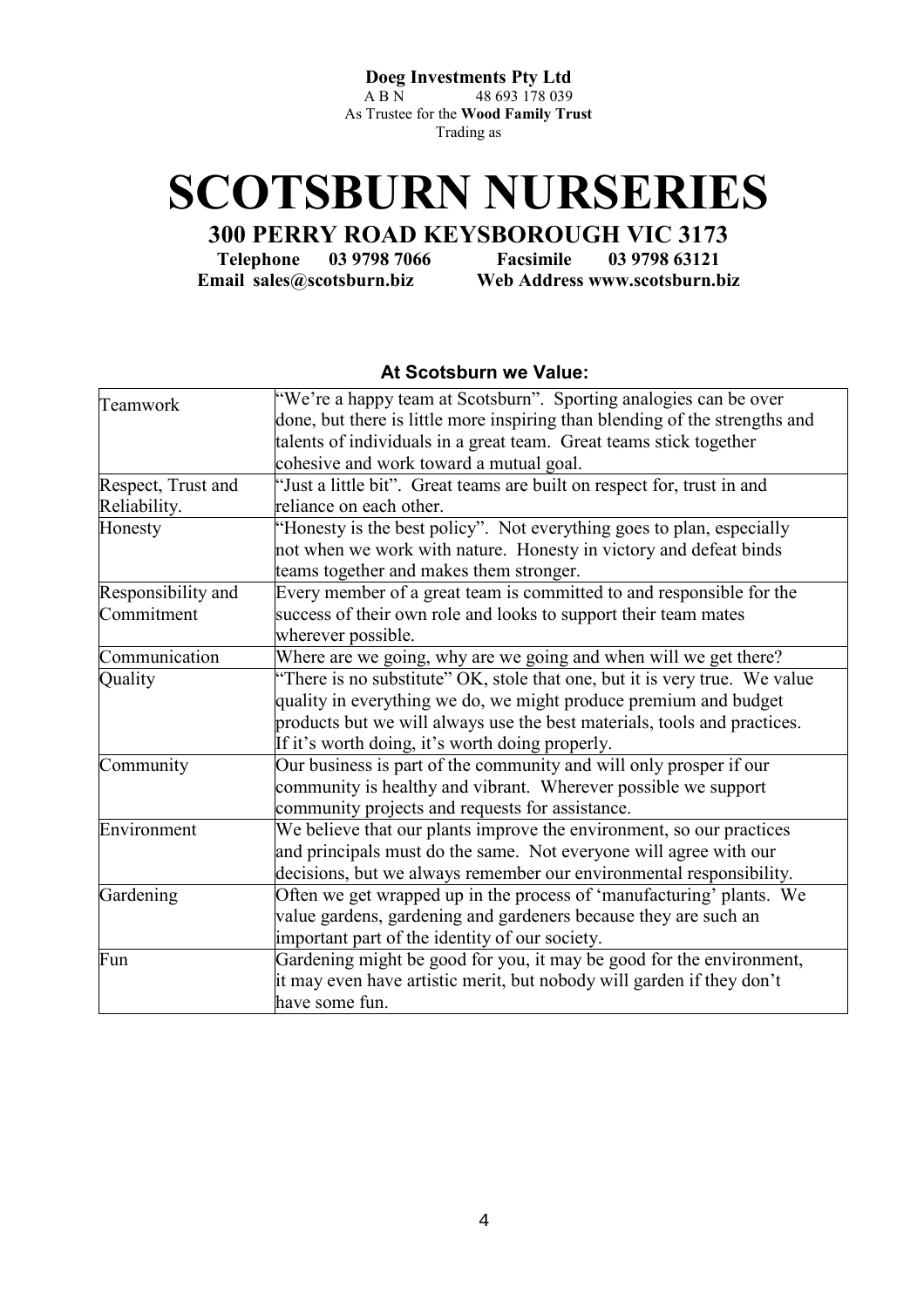**Doeg Investments Pty Ltd**
A B N 48 693 178 039
As Trustee for the **Wood Family Trust**
Trading as

# SCOTSBURN NURSERIES

## 300 PERRY ROAD KEYSBOROUGH VIC 3173

**Telephone 03 9798 7066 Facsimile 03 9798 63121**
**Email sales@scotsburn.biz Web Address www.scotsburn.biz**

### At Scotsburn we Value:

| | |
|---|---|
| Teamwork | "We're a happy team at Scotsburn". Sporting analogies can be over done, but there is little more inspiring than blending of the strengths and talents of individuals in a great team. Great teams stick together cohesive and work toward a mutual goal. |
| Respect, Trust and Reliability. | "Just a little bit". Great teams are built on respect for, trust in and reliance on each other. |
| Honesty | "Honesty is the best policy". Not everything goes to plan, especially not when we work with nature. Honesty in victory and defeat binds teams together and makes them stronger. |
| Responsibility and Commitment | Every member of a great team is committed to and responsible for the success of their own role and looks to support their team mates wherever possible. |
| Communication | Where are we going, why are we going and when will we get there? |
| Quality | "There is no substitute" OK, stole that one, but it is very true. We value quality in everything we do, we might produce premium and budget products but we will always use the best materials, tools and practices. If it's worth doing, it's worth doing properly. |
| Community | Our business is part of the community and will only prosper if our community is healthy and vibrant. Wherever possible we support community projects and requests for assistance. |
| Environment | We believe that our plants improve the environment, so our practices and principals must do the same. Not everyone will agree with our decisions, but we always remember our environmental responsibility. |
| Gardening | Often we get wrapped up in the process of 'manufacturing' plants. We value gardens, gardening and gardeners because they are such an important part of the identity of our society. |
| Fun | Gardening might be good for you, it may be good for the environment, it may even have artistic merit, but nobody will garden if they don't have some fun. |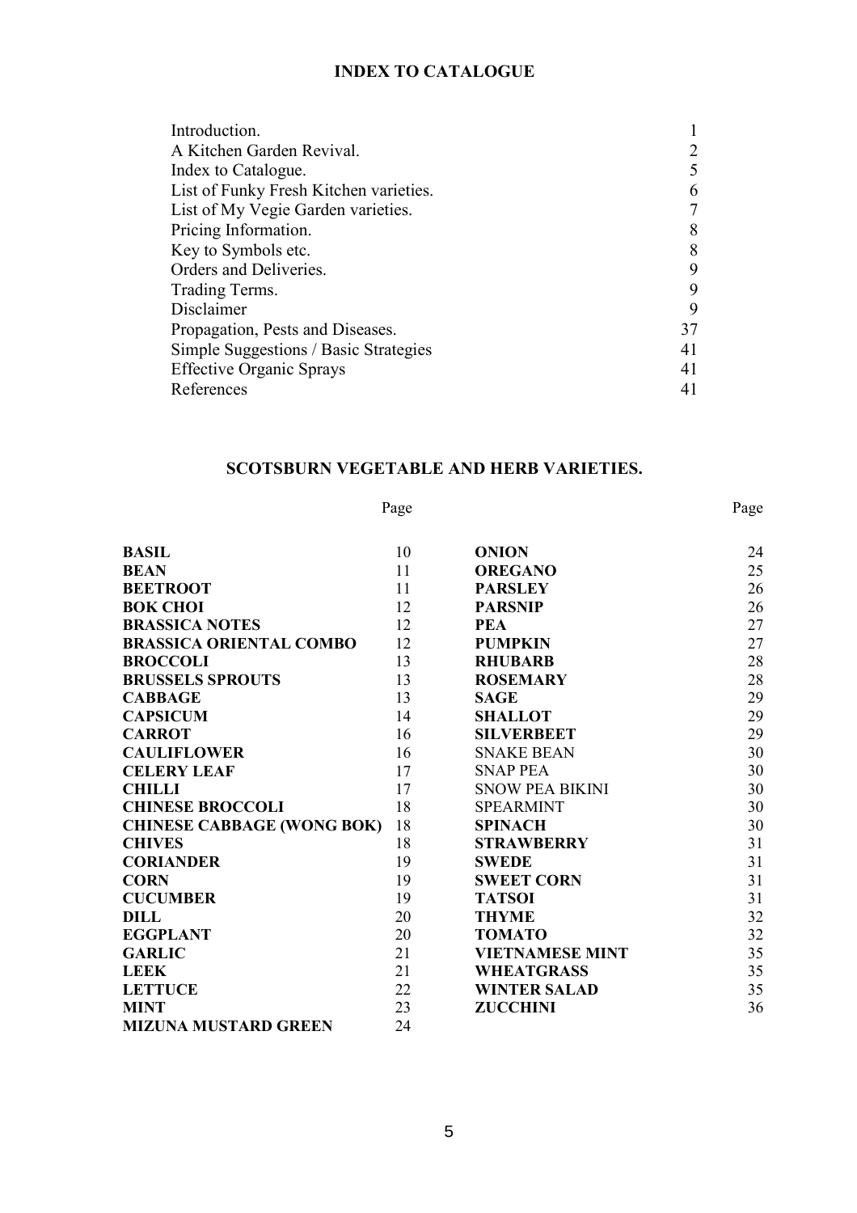## INDEX TO CATALOGUE

| | |
|---|---|
| Introduction. | 1 |
| A Kitchen Garden Revival. | 2 |
| Index to Catalogue. | 5 |
| List of Funky Fresh Kitchen varieties. | 6 |
| List of My Vegie Garden varieties. | 7 |
| Pricing Information. | 8 |
| Key to Symbols etc. | 8 |
| Orders and Deliveries. | 9 |
| Trading Terms. | 9 |
| Disclaimer | 9 |
| Propagation, Pests and Diseases. | 37 |
| Simple Suggestions / Basic Strategies | 41 |
| Effective Organic Sprays | 41 |
| References | 41 |

## SCOTSBURN VEGETABLE AND HERB VARIETIES.

| | Page | | Page |
|---|---|---|---|
| **BASIL** | 10 | **ONION** | 24 |
| **BEAN** | 11 | **OREGANO** | 25 |
| **BEETROOT** | 11 | **PARSLEY** | 26 |
| **BOK CHOI** | 12 | **PARSNIP** | 26 |
| **BRASSICA NOTES** | 12 | **PEA** | 27 |
| **BRASSICA ORIENTAL COMBO** | 12 | **PUMPKIN** | 27 |
| **BROCCOLI** | 13 | **RHUBARB** | 28 |
| **BRUSSELS SPROUTS** | 13 | **ROSEMARY** | 28 |
| **CABBAGE** | 13 | **SAGE** | 29 |
| **CAPSICUM** | 14 | **SHALLOT** | 29 |
| **CARROT** | 16 | **SILVERBEET** | 29 |
| **CAULIFLOWER** | 16 | SNAKE BEAN | 30 |
| **CELERY LEAF** | 17 | SNAP PEA | 30 |
| **CHILLI** | 17 | SNOW PEA BIKINI | 30 |
| **CHINESE BROCCOLI** | 18 | SPEARMINT | 30 |
| **CHINESE CABBAGE (WONG BOK)** | 18 | **SPINACH** | 30 |
| **CHIVES** | 18 | **STRAWBERRY** | 31 |
| **CORIANDER** | 19 | **SWEDE** | 31 |
| **CORN** | 19 | **SWEET CORN** | 31 |
| **CUCUMBER** | 19 | **TATSOI** | 31 |
| **DILL** | 20 | **THYME** | 32 |
| **EGGPLANT** | 20 | **TOMATO** | 32 |
| **GARLIC** | 21 | **VIETNAMESE MINT** | 35 |
| **LEEK** | 21 | **WHEATGRASS** | 35 |
| **LETTUCE** | 22 | **WINTER SALAD** | 35 |
| **MINT** | 23 | **ZUCCHINI** | 36 |
| **MIZUNA MUSTARD GREEN** | 24 | | |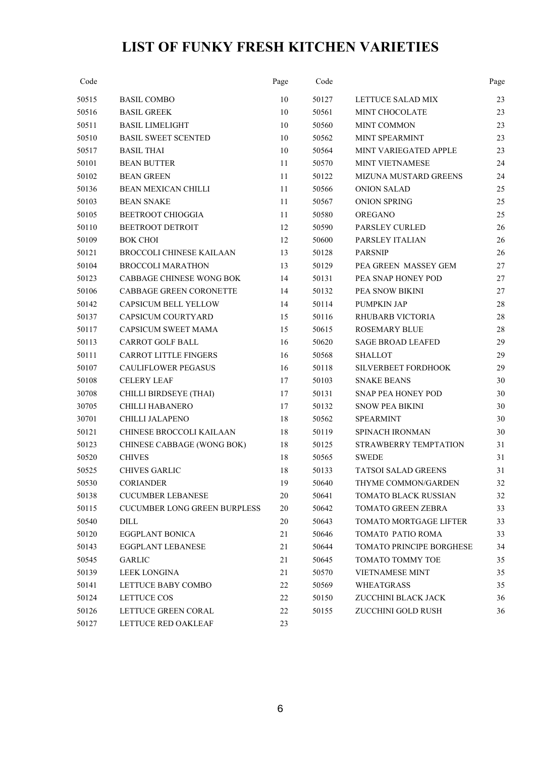# LIST OF FUNKY FRESH KITCHEN VARIETIES

| Code | | Page |
|---|---|---|
| 50515 | BASIL COMBO | 10 |
| 50516 | BASIL GREEK | 10 |
| 50511 | BASIL LIMELIGHT | 10 |
| 50510 | BASIL SWEET SCENTED | 10 |
| 50517 | BASIL THAI | 10 |
| 50101 | BEAN BUTTER | 11 |
| 50102 | BEAN GREEN | 11 |
| 50136 | BEAN MEXICAN CHILLI | 11 |
| 50103 | BEAN SNAKE | 11 |
| 50105 | BEETROOT CHIOGGIA | 11 |
| 50110 | BEETROOT DETROIT | 12 |
| 50109 | BOK CHOI | 12 |
| 50121 | BROCCOLI CHINESE KAILAAN | 13 |
| 50104 | BROCCOLI MARATHON | 13 |
| 50123 | CABBAGE CHINESE WONG BOK | 14 |
| 50106 | CABBAGE GREEN CORONETTE | 14 |
| 50142 | CAPSICUM BELL YELLOW | 14 |
| 50137 | CAPSICUM COURTYARD | 15 |
| 50117 | CAPSICUM SWEET MAMA | 15 |
| 50113 | CARROT GOLF BALL | 16 |
| 50111 | CARROT LITTLE FINGERS | 16 |
| 50107 | CAULIFLOWER PEGASUS | 16 |
| 50108 | CELERY LEAF | 17 |
| 30708 | CHILLI BIRDSEYE (THAI) | 17 |
| 30705 | CHILLI HABANERO | 17 |
| 30701 | CHILLI JALAPENO | 18 |
| 50121 | CHINESE BROCCOLI KAILAAN | 18 |
| 50123 | CHINESE CABBAGE (WONG BOK) | 18 |
| 50520 | CHIVES | 18 |
| 50525 | CHIVES GARLIC | 18 |
| 50530 | CORIANDER | 19 |
| 50138 | CUCUMBER LEBANESE | 20 |
| 50115 | CUCUMBER LONG GREEN BURPLESS | 20 |
| 50540 | DILL | 20 |
| 50120 | EGGPLANT BONICA | 21 |
| 50143 | EGGPLANT LEBANESE | 21 |
| 50545 | GARLIC | 21 |
| 50139 | LEEK LONGINA | 21 |
| 50141 | LETTUCE BABY COMBO | 22 |
| 50124 | LETTUCE COS | 22 |
| 50126 | LETTUCE GREEN CORAL | 22 |
| 50127 | LETTUCE RED OAKLEAF | 23 |
| 50127 | LETTUCE SALAD MIX | 23 |
| 50561 | MINT CHOCOLATE | 23 |
| 50560 | MINT COMMON | 23 |
| 50562 | MINT SPEARMINT | 23 |
| 50564 | MINT VARIEGATED APPLE | 23 |
| 50570 | MINT VIETNAMESE | 24 |
| 50122 | MIZUNA MUSTARD GREENS | 24 |
| 50566 | ONION SALAD | 25 |
| 50567 | ONION SPRING | 25 |
| 50580 | OREGANO | 25 |
| 50590 | PARSLEY CURLED | 26 |
| 50600 | PARSLEY ITALIAN | 26 |
| 50128 | PARSNIP | 26 |
| 50129 | PEA GREEN MASSEY GEM | 27 |
| 50131 | PEA SNAP HONEY POD | 27 |
| 50132 | PEA SNOW BIKINI | 27 |
| 50114 | PUMPKIN JAP | 28 |
| 50116 | RHUBARB VICTORIA | 28 |
| 50615 | ROSEMARY BLUE | 28 |
| 50620 | SAGE BROAD LEAFED | 29 |
| 50568 | SHALLOT | 29 |
| 50118 | SILVERBEET FORDHOOK | 29 |
| 50103 | SNAKE BEANS | 30 |
| 50131 | SNAP PEA HONEY POD | 30 |
| 50132 | SNOW PEA BIKINI | 30 |
| 50562 | SPEARMINT | 30 |
| 50119 | SPINACH IRONMAN | 30 |
| 50125 | STRAWBERRY TEMPTATION | 31 |
| 50565 | SWEDE | 31 |
| 50133 | TATSOI SALAD GREENS | 31 |
| 50640 | THYME COMMON/GARDEN | 32 |
| 50641 | TOMATO BLACK RUSSIAN | 32 |
| 50642 | TOMATO GREEN ZEBRA | 33 |
| 50643 | TOMATO MORTGAGE LIFTER | 33 |
| 50646 | TOMAT0 PATIO ROMA | 33 |
| 50644 | TOMATO PRINCIPE BORGHESE | 34 |
| 50645 | TOMATO TOMMY TOE | 35 |
| 50570 | VIETNAMESE MINT | 35 |
| 50569 | WHEATGRASS | 35 |
| 50150 | ZUCCHINI BLACK JACK | 36 |
| 50155 | ZUCCHINI GOLD RUSH | 36 |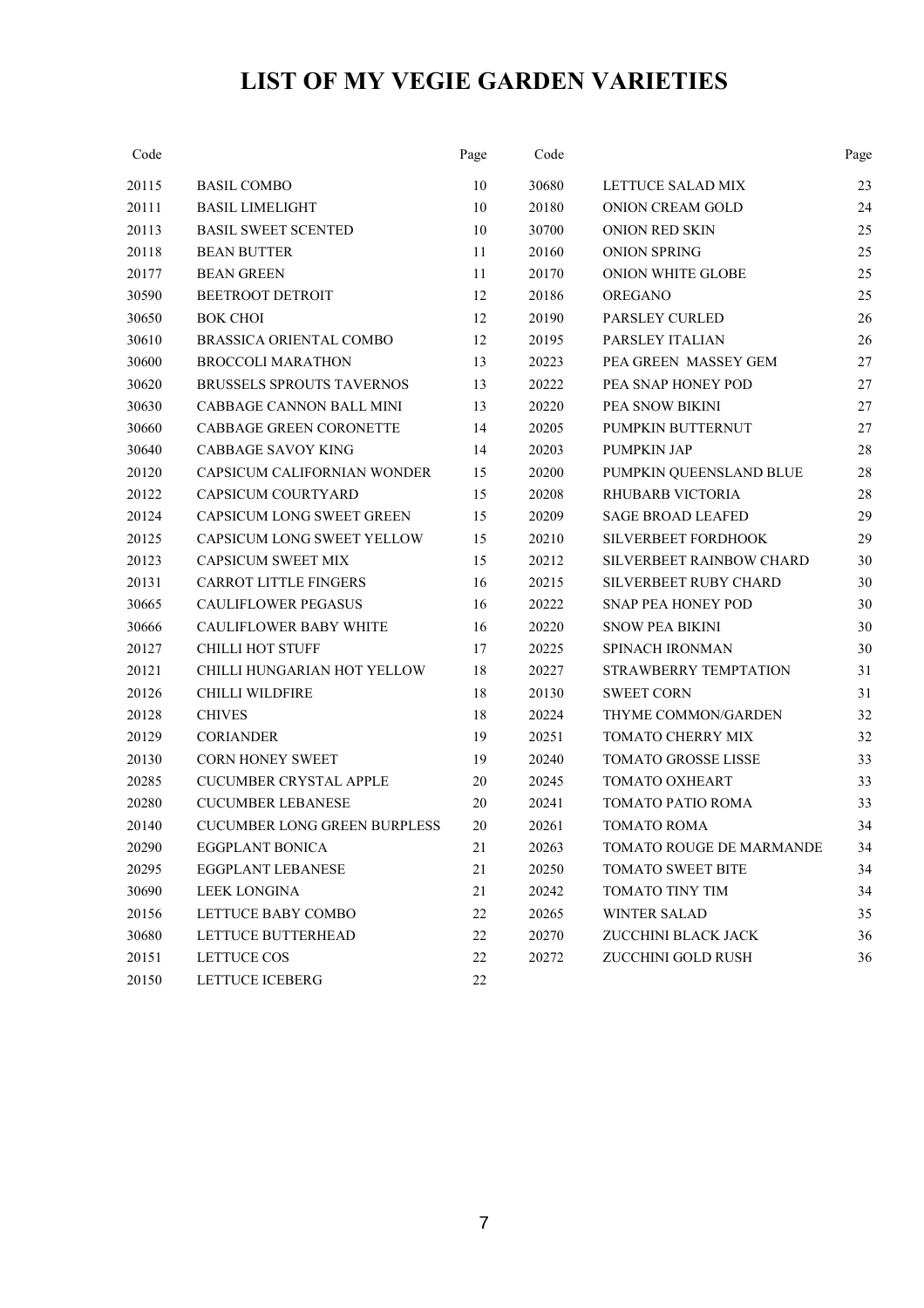# LIST OF MY VEGIE GARDEN VARIETIES

| Code | | Page |
|---|---|---|
| 20115 | BASIL COMBO | 10 |
| 20111 | BASIL LIMELIGHT | 10 |
| 20113 | BASIL SWEET SCENTED | 10 |
| 20118 | BEAN BUTTER | 11 |
| 20177 | BEAN GREEN | 11 |
| 30590 | BEETROOT DETROIT | 12 |
| 30650 | BOK CHOI | 12 |
| 30610 | BRASSICA ORIENTAL COMBO | 12 |
| 30600 | BROCCOLI MARATHON | 13 |
| 30620 | BRUSSELS SPROUTS TAVERNOS | 13 |
| 30630 | CABBAGE CANNON BALL MINI | 13 |
| 30660 | CABBAGE GREEN CORONETTE | 14 |
| 30640 | CABBAGE SAVOY KING | 14 |
| 20120 | CAPSICUM CALIFORNIAN WONDER | 15 |
| 20122 | CAPSICUM COURTYARD | 15 |
| 20124 | CAPSICUM LONG SWEET GREEN | 15 |
| 20125 | CAPSICUM LONG SWEET YELLOW | 15 |
| 20123 | CAPSICUM SWEET MIX | 15 |
| 20131 | CARROT LITTLE FINGERS | 16 |
| 30665 | CAULIFLOWER PEGASUS | 16 |
| 30666 | CAULIFLOWER BABY WHITE | 16 |
| 20127 | CHILLI HOT STUFF | 17 |
| 20121 | CHILLI HUNGARIAN HOT YELLOW | 18 |
| 20126 | CHILLI WILDFIRE | 18 |
| 20128 | CHIVES | 18 |
| 20129 | CORIANDER | 19 |
| 20130 | CORN HONEY SWEET | 19 |
| 20285 | CUCUMBER CRYSTAL APPLE | 20 |
| 20280 | CUCUMBER LEBANESE | 20 |
| 20140 | CUCUMBER LONG GREEN BURPLESS | 20 |
| 20290 | EGGPLANT BONICA | 21 |
| 20295 | EGGPLANT LEBANESE | 21 |
| 30690 | LEEK LONGINA | 21 |
| 20156 | LETTUCE BABY COMBO | 22 |
| 30680 | LETTUCE BUTTERHEAD | 22 |
| 20151 | LETTUCE COS | 22 |
| 20150 | LETTUCE ICEBERG | 22 |
| 30680 | LETTUCE SALAD MIX | 23 |
| 20180 | ONION CREAM GOLD | 24 |
| 30700 | ONION RED SKIN | 25 |
| 20160 | ONION SPRING | 25 |
| 20170 | ONION WHITE GLOBE | 25 |
| 20186 | OREGANO | 25 |
| 20190 | PARSLEY CURLED | 26 |
| 20195 | PARSLEY ITALIAN | 26 |
| 20223 | PEA GREEN MASSEY GEM | 27 |
| 20222 | PEA SNAP HONEY POD | 27 |
| 20220 | PEA SNOW BIKINI | 27 |
| 20205 | PUMPKIN BUTTERNUT | 27 |
| 20203 | PUMPKIN JAP | 28 |
| 20200 | PUMPKIN QUEENSLAND BLUE | 28 |
| 20208 | RHUBARB VICTORIA | 28 |
| 20209 | SAGE BROAD LEAFED | 29 |
| 20210 | SILVERBEET FORDHOOK | 29 |
| 20212 | SILVERBEET RAINBOW CHARD | 30 |
| 20215 | SILVERBEET RUBY CHARD | 30 |
| 20222 | SNAP PEA HONEY POD | 30 |
| 20220 | SNOW PEA BIKINI | 30 |
| 20225 | SPINACH IRONMAN | 30 |
| 20227 | STRAWBERRY TEMPTATION | 31 |
| 20130 | SWEET CORN | 31 |
| 20224 | THYME COMMON/GARDEN | 32 |
| 20251 | TOMATO CHERRY MIX | 32 |
| 20240 | TOMATO GROSSE LISSE | 33 |
| 20245 | TOMATO OXHEART | 33 |
| 20241 | TOMATO PATIO ROMA | 33 |
| 20261 | TOMATO ROMA | 34 |
| 20263 | TOMATO ROUGE DE MARMANDE | 34 |
| 20250 | TOMATO SWEET BITE | 34 |
| 20242 | TOMATO TINY TIM | 34 |
| 20265 | WINTER SALAD | 35 |
| 20270 | ZUCCHINI BLACK JACK | 36 |
| 20272 | ZUCCHINI GOLD RUSH | 36 |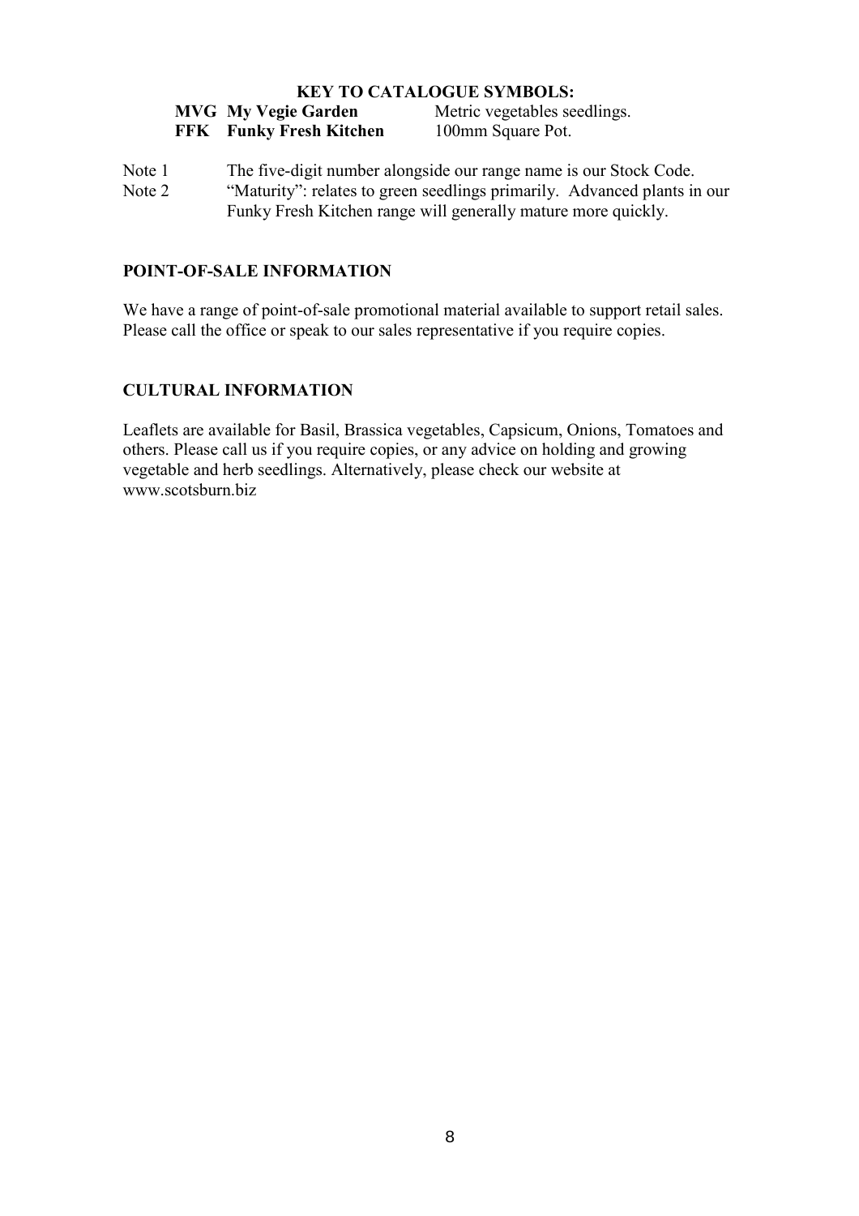**KEY TO CATALOGUE SYMBOLS:**

| | | |
|---|---|---|
| **MVG** | **My Vegie Garden** | Metric vegetables seedlings. |
| **FFK** | **Funky Fresh Kitchen** | 100mm Square Pot. |

Note 1 The five-digit number alongside our range name is our Stock Code.

Note 2 "Maturity": relates to green seedlings primarily. Advanced plants in our Funky Fresh Kitchen range will generally mature more quickly.

## POINT-OF-SALE INFORMATION

We have a range of point-of-sale promotional material available to support retail sales. Please call the office or speak to our sales representative if you require copies.

## CULTURAL INFORMATION

Leaflets are available for Basil, Brassica vegetables, Capsicum, Onions, Tomatoes and others. Please call us if you require copies, or any advice on holding and growing vegetable and herb seedlings. Alternatively, please check our website at www.scotsburn.biz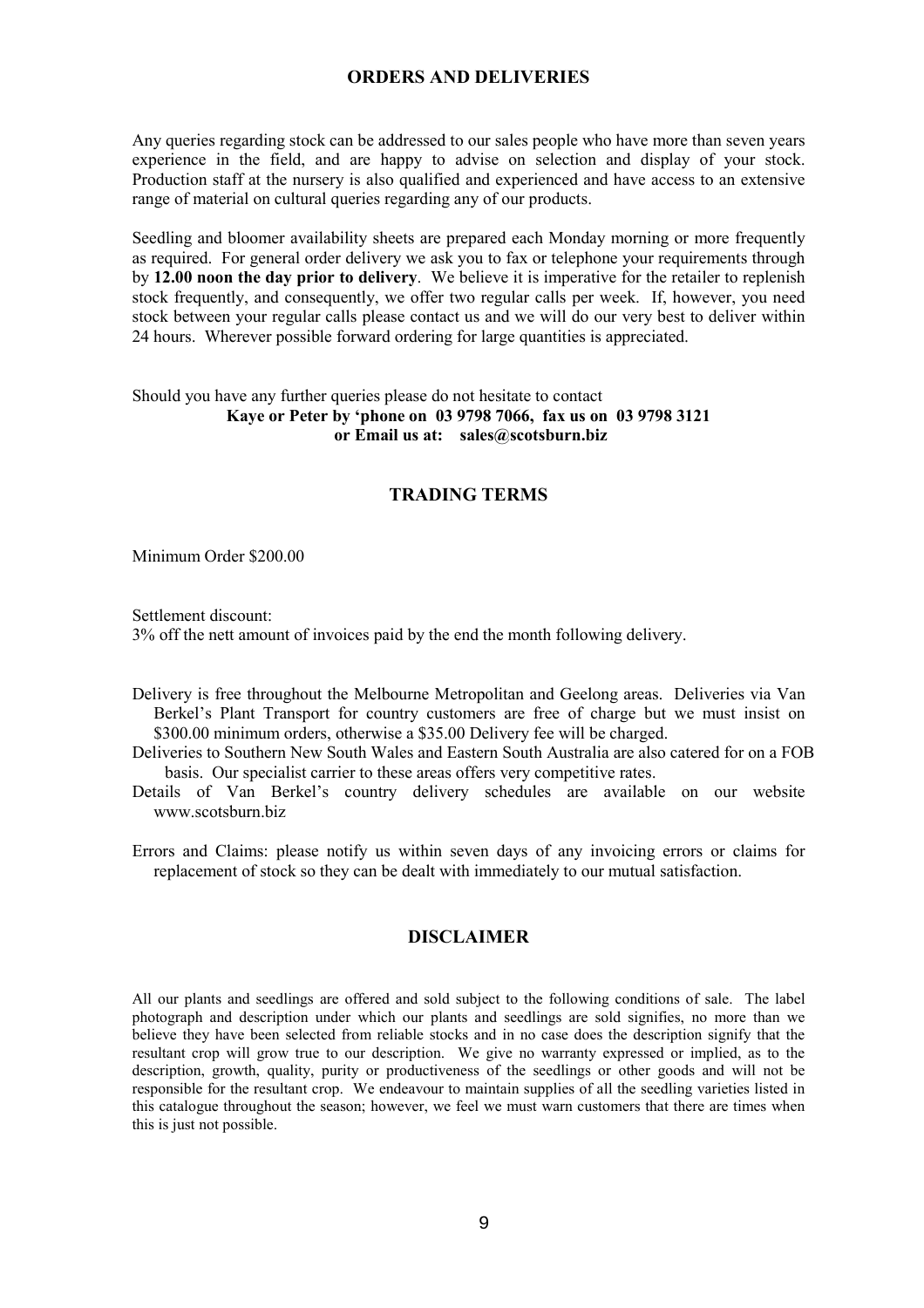## ORDERS AND DELIVERIES

Any queries regarding stock can be addressed to our sales people who have more than seven years experience in the field, and are happy to advise on selection and display of your stock. Production staff at the nursery is also qualified and experienced and have access to an extensive range of material on cultural queries regarding any of our products.

Seedling and bloomer availability sheets are prepared each Monday morning or more frequently as required. For general order delivery we ask you to fax or telephone your requirements through by **12.00 noon the day prior to delivery**. We believe it is imperative for the retailer to replenish stock frequently, and consequently, we offer two regular calls per week. If, however, you need stock between your regular calls please contact us and we will do our very best to deliver within 24 hours. Wherever possible forward ordering for large quantities is appreciated.

Should you have any further queries please do not hesitate to contact
**Kaye or Peter by 'phone on 03 9798 7066, fax us on 03 9798 3121**
**or Email us at: sales@scotsburn.biz**

## TRADING TERMS

Minimum Order $200.00

Settlement discount:
3% off the nett amount of invoices paid by the end the month following delivery.

Delivery is free throughout the Melbourne Metropolitan and Geelong areas. Deliveries via Van Berkel's Plant Transport for country customers are free of charge but we must insist on $300.00 minimum orders, otherwise a $35.00 Delivery fee will be charged.
Deliveries to Southern New South Wales and Eastern South Australia are also catered for on a FOB basis. Our specialist carrier to these areas offers very competitive rates.
Details of Van Berkel's country delivery schedules are available on our website www.scotsburn.biz

Errors and Claims: please notify us within seven days of any invoicing errors or claims for replacement of stock so they can be dealt with immediately to our mutual satisfaction.

## DISCLAIMER

All our plants and seedlings are offered and sold subject to the following conditions of sale. The label photograph and description under which our plants and seedlings are sold signifies, no more than we believe they have been selected from reliable stocks and in no case does the description signify that the resultant crop will grow true to our description. We give no warranty expressed or implied, as to the description, growth, quality, purity or productiveness of the seedlings or other goods and will not be responsible for the resultant crop. We endeavour to maintain supplies of all the seedling varieties listed in this catalogue throughout the season; however, we feel we must warn customers that there are times when this is just not possible.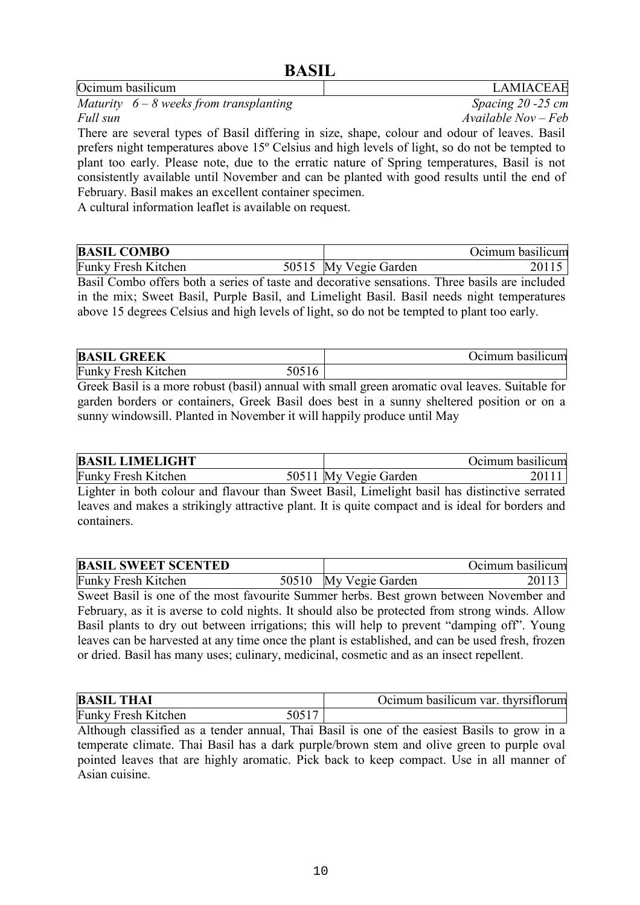# BASIL

| Ocimum basilicum | LAMIACEAE |
|---|---|

*Maturity 6 – 8 weeks from transplanting* — *Spacing 20 -25 cm*

*Full sun* — *Available Nov – Feb*

There are several types of Basil differing in size, shape, colour and odour of leaves. Basil prefers night temperatures above 15º Celsius and high levels of light, so do not be tempted to plant too early. Please note, due to the erratic nature of Spring temperatures, Basil is not consistently available until November and can be planted with good results until the end of February. Basil makes an excellent container specimen.

A cultural information leaflet is available on request.

| **BASIL COMBO** | | Ocimum basilicum | |
|---|---|---|---|
| Funky Fresh Kitchen | 50515 | My Vegie Garden | 20115 |

Basil Combo offers both a series of taste and decorative sensations. Three basils are included in the mix; Sweet Basil, Purple Basil, and Limelight Basil. Basil needs night temperatures above 15 degrees Celsius and high levels of light, so do not be tempted to plant too early.

| **BASIL GREEK** | | Ocimum basilicum |
|---|---|---|
| Funky Fresh Kitchen | 50516 | |

Greek Basil is a more robust (basil) annual with small green aromatic oval leaves. Suitable for garden borders or containers, Greek Basil does best in a sunny sheltered position or on a sunny windowsill. Planted in November it will happily produce until May

| **BASIL LIMELIGHT** | | Ocimum basilicum | |
|---|---|---|---|
| Funky Fresh Kitchen | 50511 | My Vegie Garden | 20111 |

Lighter in both colour and flavour than Sweet Basil, Limelight basil has distinctive serrated leaves and makes a strikingly attractive plant. It is quite compact and is ideal for borders and containers.

| **BASIL SWEET SCENTED** | | Ocimum basilicum | |
|---|---|---|---|
| Funky Fresh Kitchen | 50510 | My Vegie Garden | 20113 |

Sweet Basil is one of the most favourite Summer herbs. Best grown between November and February, as it is averse to cold nights. It should also be protected from strong winds. Allow Basil plants to dry out between irrigations; this will help to prevent "damping off". Young leaves can be harvested at any time once the plant is established, and can be used fresh, frozen or dried. Basil has many uses; culinary, medicinal, cosmetic and as an insect repellent.

| **BASIL THAI** | | Ocimum basilicum var. thyrsiflorum |
|---|---|---|
| Funky Fresh Kitchen | 50517 | |

Although classified as a tender annual, Thai Basil is one of the easiest Basils to grow in a temperate climate. Thai Basil has a dark purple/brown stem and olive green to purple oval pointed leaves that are highly aromatic. Pick back to keep compact. Use in all manner of Asian cuisine.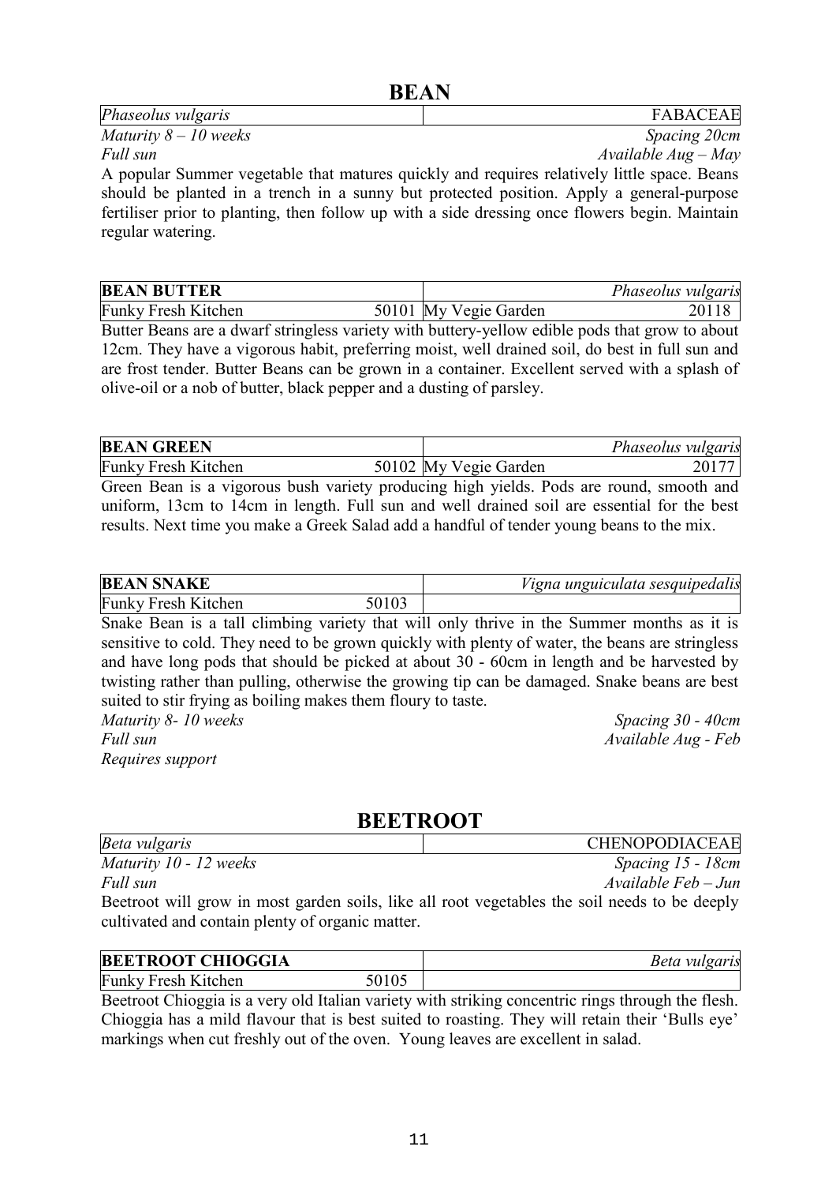## BEAN

| *Phaseolus vulgaris* | FABACEAE |
|---|---|

*Maturity 8 – 10 weeks* — *Spacing 20cm*

*Full sun* — *Available Aug – May*

A popular Summer vegetable that matures quickly and requires relatively little space. Beans should be planted in a trench in a sunny but protected position. Apply a general-purpose fertiliser prior to planting, then follow up with a side dressing once flowers begin. Maintain regular watering.

| **BEAN BUTTER** | | | *Phaseolus vulgaris* |
|---|---|---|---|
| Funky Fresh Kitchen | 50101 | My Vegie Garden | 20118 |

Butter Beans are a dwarf stringless variety with buttery-yellow edible pods that grow to about 12cm. They have a vigorous habit, preferring moist, well drained soil, do best in full sun and are frost tender. Butter Beans can be grown in a container. Excellent served with a splash of olive-oil or a nob of butter, black pepper and a dusting of parsley.

| **BEAN GREEN** | | | *Phaseolus vulgaris* |
|---|---|---|---|
| Funky Fresh Kitchen | 50102 | My Vegie Garden | 20177 |

Green Bean is a vigorous bush variety producing high yields. Pods are round, smooth and uniform, 13cm to 14cm in length. Full sun and well drained soil are essential for the best results. Next time you make a Greek Salad add a handful of tender young beans to the mix.

| **BEAN SNAKE** | | *Vigna unguiculata sesquipedalis* |
|---|---|---|
| Funky Fresh Kitchen | 50103 | |

Snake Bean is a tall climbing variety that will only thrive in the Summer months as it is sensitive to cold. They need to be grown quickly with plenty of water, the beans are stringless and have long pods that should be picked at about 30 - 60cm in length and be harvested by twisting rather than pulling, otherwise the growing tip can be damaged. Snake beans are best suited to stir frying as boiling makes them floury to taste.

*Maturity 8- 10 weeks* — *Spacing 30 - 40cm*

*Full sun* — *Available Aug - Feb*

*Requires support*

## BEETROOT

| *Beta vulgaris* | CHENOPODIACEAE |
|---|---|

*Maturity 10 - 12 weeks* — *Spacing 15 - 18cm*

*Full sun* — *Available Feb – Jun*

Beetroot will grow in most garden soils, like all root vegetables the soil needs to be deeply cultivated and contain plenty of organic matter.

| **BEETROOT CHIOGGIA** | | *Beta vulgaris* |
|---|---|---|
| Funky Fresh Kitchen | 50105 | |

Beetroot Chioggia is a very old Italian variety with striking concentric rings through the flesh. Chioggia has a mild flavour that is best suited to roasting. They will retain their 'Bulls eye' markings when cut freshly out of the oven. Young leaves are excellent in salad.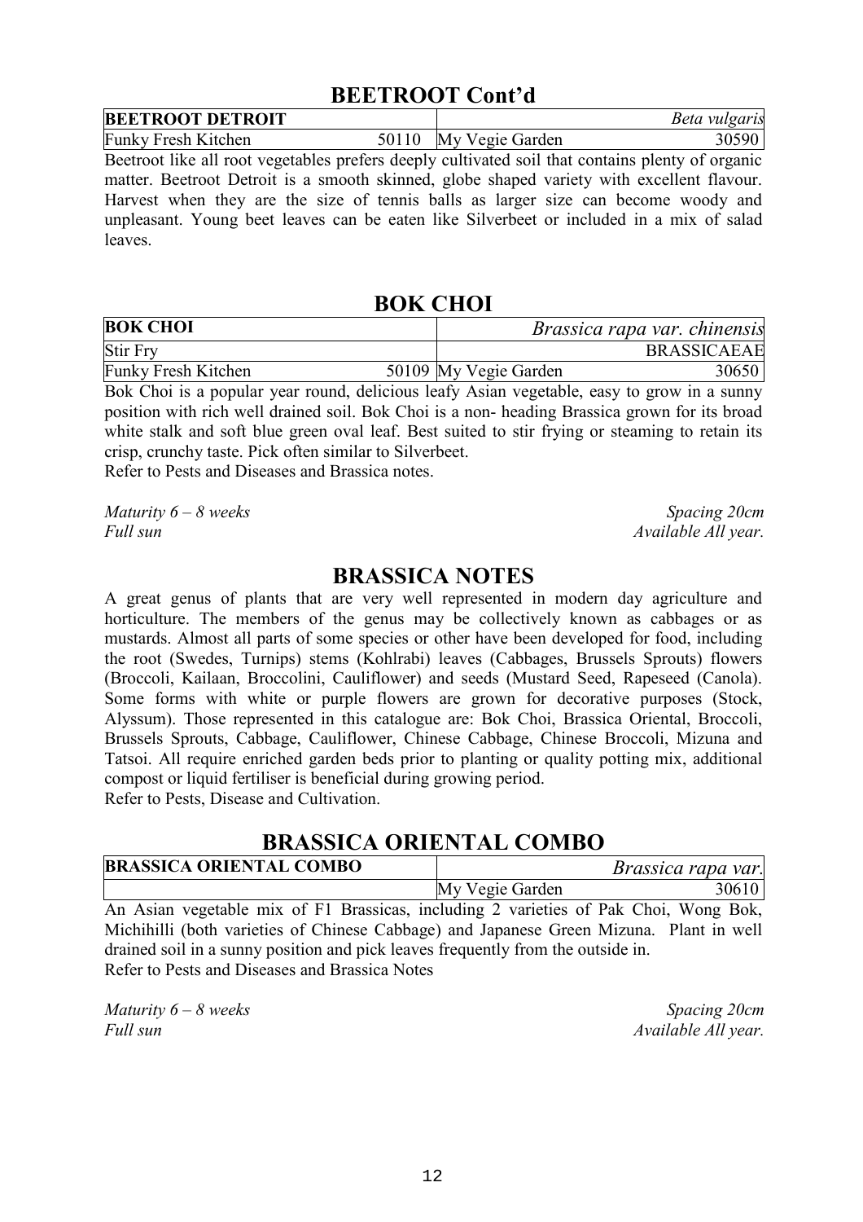## BEETROOT Cont'd

| BEETROOT DETROIT | | | *Beta vulgaris* |
|---|---|---|---|
| Funky Fresh Kitchen | 50110 | My Vegie Garden | 30590 |

Beetroot like all root vegetables prefers deeply cultivated soil that contains plenty of organic matter. Beetroot Detroit is a smooth skinned, globe shaped variety with excellent flavour. Harvest when they are the size of tennis balls as larger size can become woody and unpleasant. Young beet leaves can be eaten like Silverbeet or included in a mix of salad leaves.

## BOK CHOI

| BOK CHOI | | | *Brassica rapa var. chinensis* |
|---|---|---|---|
| Stir Fry | | | BRASSICAEAE |
| Funky Fresh Kitchen | 50109 | My Vegie Garden | 30650 |

Bok Choi is a popular year round, delicious leafy Asian vegetable, easy to grow in a sunny position with rich well drained soil. Bok Choi is a non- heading Brassica grown for its broad white stalk and soft blue green oval leaf. Best suited to stir frying or steaming to retain its crisp, crunchy taste. Pick often similar to Silverbeet.
Refer to Pests and Diseases and Brassica notes.

*Maturity 6 – 8 weeks* — *Spacing 20cm*
*Full sun* — *Available All year.*

## BRASSICA NOTES

A great genus of plants that are very well represented in modern day agriculture and horticulture. The members of the genus may be collectively known as cabbages or as mustards. Almost all parts of some species or other have been developed for food, including the root (Swedes, Turnips) stems (Kohlrabi) leaves (Cabbages, Brussels Sprouts) flowers (Broccoli, Kailaan, Broccolini, Cauliflower) and seeds (Mustard Seed, Rapeseed (Canola). Some forms with white or purple flowers are grown for decorative purposes (Stock, Alyssum). Those represented in this catalogue are: Bok Choi, Brassica Oriental, Broccoli, Brussels Sprouts, Cabbage, Cauliflower, Chinese Cabbage, Chinese Broccoli, Mizuna and Tatsoi. All require enriched garden beds prior to planting or quality potting mix, additional compost or liquid fertiliser is beneficial during growing period.
Refer to Pests, Disease and Cultivation.

## BRASSICA ORIENTAL COMBO

| BRASSICA ORIENTAL COMBO | | *Brassica rapa var.* |
|---|---|---|
| | My Vegie Garden | 30610 |

An Asian vegetable mix of F1 Brassicas, including 2 varieties of Pak Choi, Wong Bok, Michihilli (both varieties of Chinese Cabbage) and Japanese Green Mizuna. Plant in well drained soil in a sunny position and pick leaves frequently from the outside in.
Refer to Pests and Diseases and Brassica Notes

*Maturity 6 – 8 weeks* — *Spacing 20cm*
*Full sun* — *Available All year.*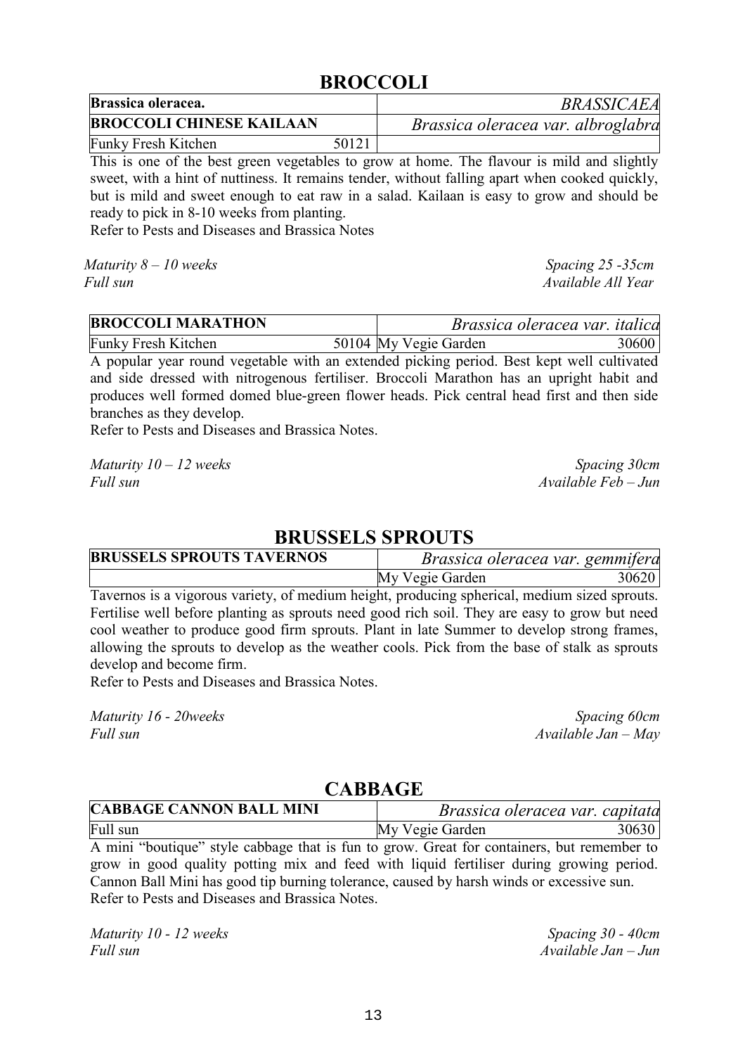## BROCCOLI

| **Brassica oleracea.** | | *BRASSICAEA* | |
|---|---|---|---|
| **BROCCOLI CHINESE KAILAAN** | | *Brassica oleracea var. albroglabra* | |
| Funky Fresh Kitchen | 50121 | | |

This is one of the best green vegetables to grow at home. The flavour is mild and slightly sweet, with a hint of nuttiness. It remains tender, without falling apart when cooked quickly, but is mild and sweet enough to eat raw in a salad. Kailaan is easy to grow and should be ready to pick in 8-10 weeks from planting.

Refer to Pests and Diseases and Brassica Notes

*Maturity 8 – 10 weeks* — *Spacing 25 -35cm*

*Full sun* — *Available All Year*

| **BROCCOLI MARATHON** | | *Brassica oleracea var. italica* | |
|---|---|---|---|
| Funky Fresh Kitchen | 50104 | My Vegie Garden | 30600 |

A popular year round vegetable with an extended picking period. Best kept well cultivated and side dressed with nitrogenous fertiliser. Broccoli Marathon has an upright habit and produces well formed domed blue-green flower heads. Pick central head first and then side branches as they develop.

Refer to Pests and Diseases and Brassica Notes.

*Maturity 10 – 12 weeks* — *Spacing 30cm*

*Full sun* — *Available Feb – Jun*

## BRUSSELS SPROUTS

| **BRUSSELS SPROUTS TAVERNOS** | *Brassica oleracea var. gemmifera* | |
|---|---|---|
| | My Vegie Garden | 30620 |

Tavernos is a vigorous variety, of medium height, producing spherical, medium sized sprouts. Fertilise well before planting as sprouts need good rich soil. They are easy to grow but need cool weather to produce good firm sprouts. Plant in late Summer to develop strong frames, allowing the sprouts to develop as the weather cools. Pick from the base of stalk as sprouts develop and become firm.

Refer to Pests and Diseases and Brassica Notes.

*Maturity 16 - 20weeks* — *Spacing 60cm*

*Full sun* — *Available Jan – May*

## CABBAGE

| **CABBAGE CANNON BALL MINI** | *Brassica oleracea var. capitata* | |
|---|---|---|
| Full sun | My Vegie Garden | 30630 |

A mini "boutique" style cabbage that is fun to grow. Great for containers, but remember to grow in good quality potting mix and feed with liquid fertiliser during growing period. Cannon Ball Mini has good tip burning tolerance, caused by harsh winds or excessive sun.

Refer to Pests and Diseases and Brassica Notes.

*Maturity 10 - 12 weeks* — *Spacing 30 - 40cm*

*Full sun* — *Available Jan – Jun*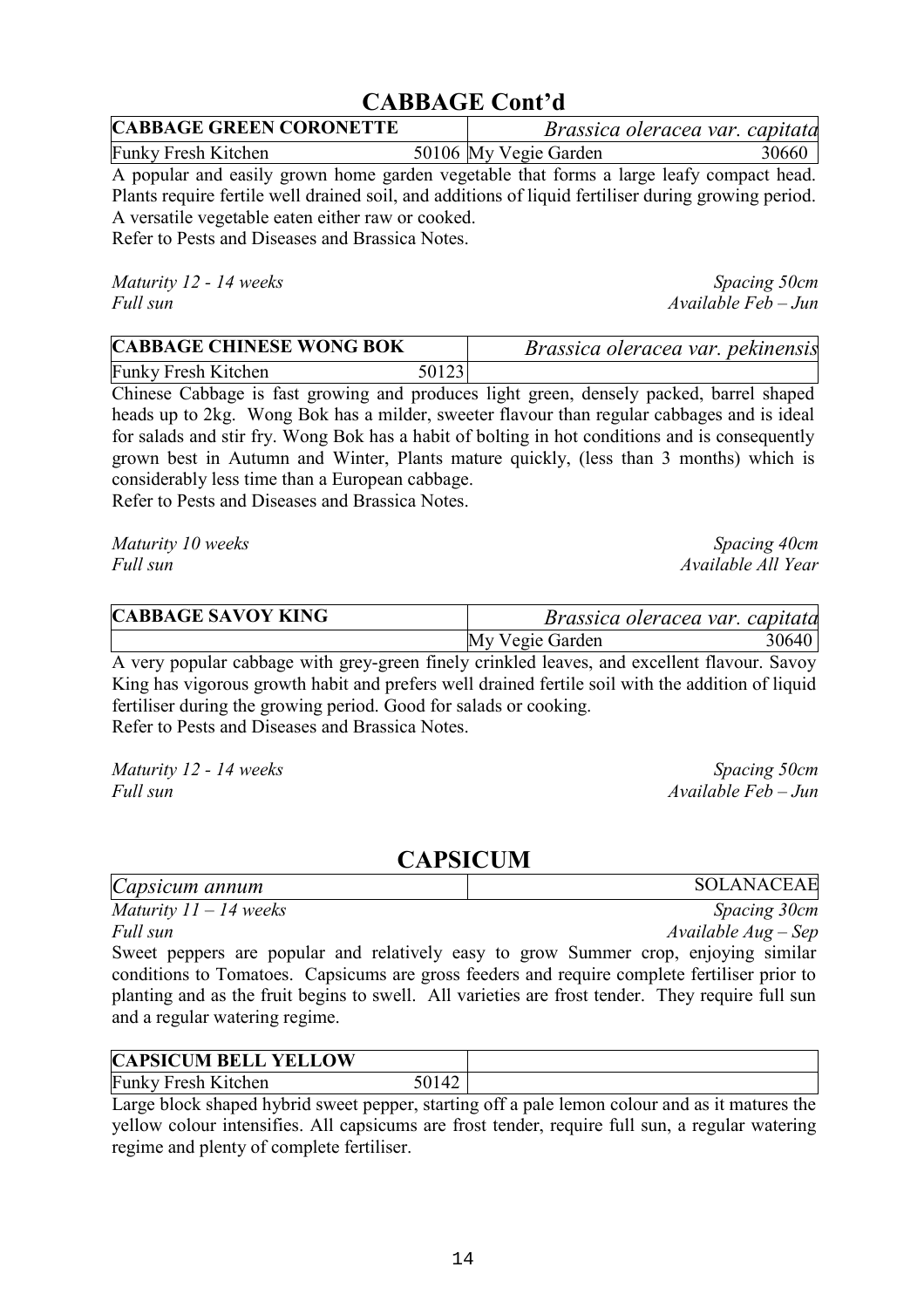## CABBAGE Cont'd

| **CABBAGE GREEN CORONETTE** | | *Brassica oleracea var. capitata* | |
|---|---|---|---|
| Funky Fresh Kitchen | 50106 | My Vegie Garden | 30660 |

A popular and easily grown home garden vegetable that forms a large leafy compact head. Plants require fertile well drained soil, and additions of liquid fertiliser during growing period. A versatile vegetable eaten either raw or cooked.
Refer to Pests and Diseases and Brassica Notes.

*Maturity 12 - 14 weeks* — *Spacing 50cm*
*Full sun* — *Available Feb – Jun*

| **CABBAGE CHINESE WONG BOK** | | *Brassica oleracea var. pekinensis* |
|---|---|---|
| Funky Fresh Kitchen | 50123 | |

Chinese Cabbage is fast growing and produces light green, densely packed, barrel shaped heads up to 2kg. Wong Bok has a milder, sweeter flavour than regular cabbages and is ideal for salads and stir fry. Wong Bok has a habit of bolting in hot conditions and is consequently grown best in Autumn and Winter, Plants mature quickly, (less than 3 months) which is considerably less time than a European cabbage.
Refer to Pests and Diseases and Brassica Notes.

*Maturity 10 weeks* — *Spacing 40cm*
*Full sun* — *Available All Year*

| **CABBAGE SAVOY KING** | *Brassica oleracea var. capitata* | |
|---|---|---|
| | My Vegie Garden | 30640 |

A very popular cabbage with grey-green finely crinkled leaves, and excellent flavour. Savoy King has vigorous growth habit and prefers well drained fertile soil with the addition of liquid fertiliser during the growing period. Good for salads or cooking.
Refer to Pests and Diseases and Brassica Notes.

*Maturity 12 - 14 weeks* — *Spacing 50cm*
*Full sun* — *Available Feb – Jun*

## CAPSICUM

| *Capsicum annum* | SOLANACEAE |
|---|---|

*Maturity 11 – 14 weeks* — *Spacing 30cm*
*Full sun* — *Available Aug – Sep*

Sweet peppers are popular and relatively easy to grow Summer crop, enjoying similar conditions to Tomatoes. Capsicums are gross feeders and require complete fertiliser prior to planting and as the fruit begins to swell. All varieties are frost tender. They require full sun and a regular watering regime.

| **CAPSICUM BELL YELLOW** | | |
|---|---|---|
| Funky Fresh Kitchen | 50142 | |

Large block shaped hybrid sweet pepper, starting off a pale lemon colour and as it matures the yellow colour intensifies. All capsicums are frost tender, require full sun, a regular watering regime and plenty of complete fertiliser.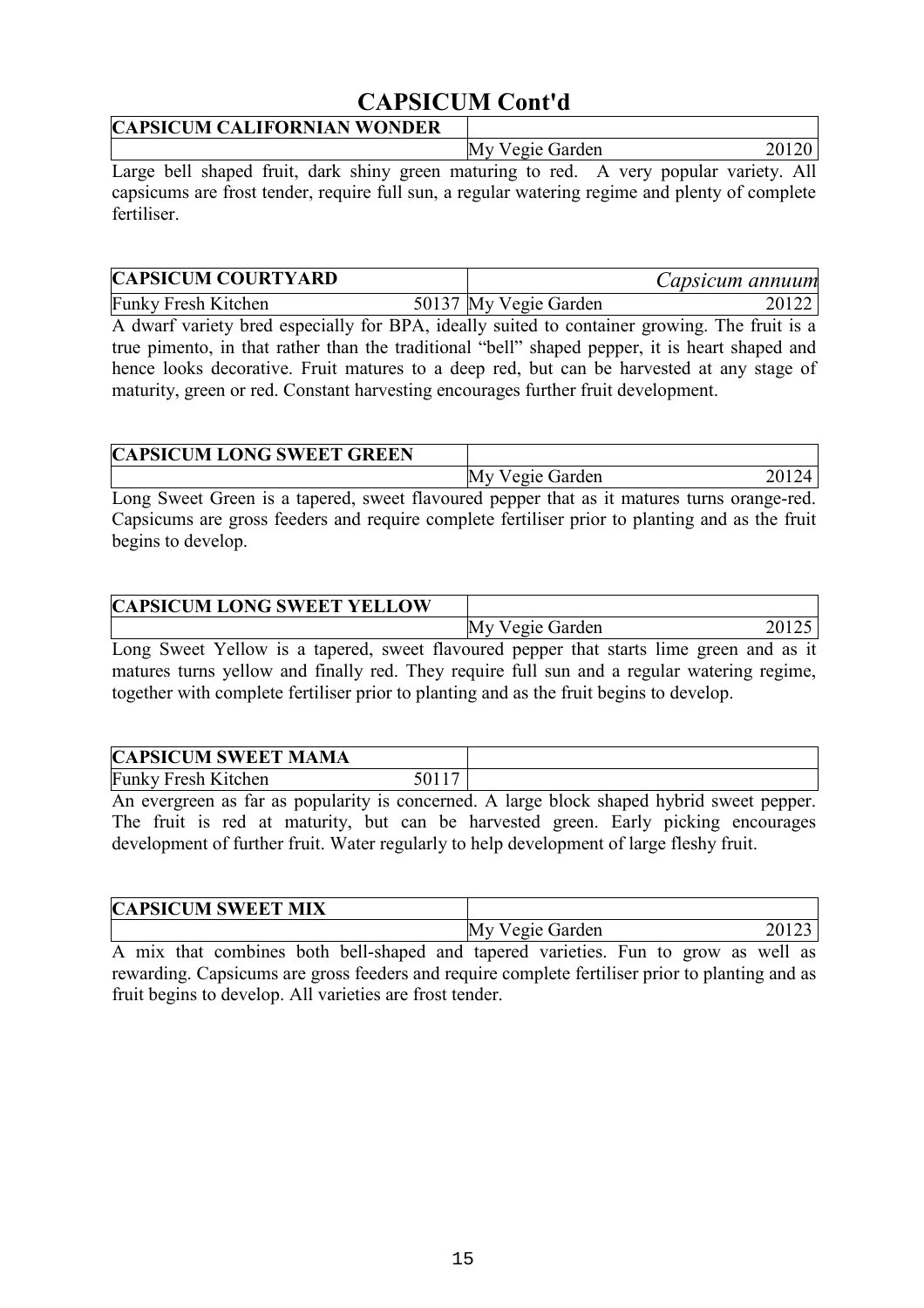# CAPSICUM Cont'd

| CAPSICUM CALIFORNIAN WONDER | | | |
|---|---|---|---|
| | | My Vegie Garden | 20120 |

Large bell shaped fruit, dark shiny green maturing to red. A very popular variety. All capsicums are frost tender, require full sun, a regular watering regime and plenty of complete fertiliser.

| CAPSICUM COURTYARD | | *Capsicum annuum* | |
|---|---|---|---|
| Funky Fresh Kitchen | 50137 | My Vegie Garden | 20122 |

A dwarf variety bred especially for BPA, ideally suited to container growing. The fruit is a true pimento, in that rather than the traditional "bell" shaped pepper, it is heart shaped and hence looks decorative. Fruit matures to a deep red, but can be harvested at any stage of maturity, green or red. Constant harvesting encourages further fruit development.

| CAPSICUM LONG SWEET GREEN | | | |
|---|---|---|---|
| | | My Vegie Garden | 20124 |

Long Sweet Green is a tapered, sweet flavoured pepper that as it matures turns orange-red. Capsicums are gross feeders and require complete fertiliser prior to planting and as the fruit begins to develop.

| CAPSICUM LONG SWEET YELLOW | | | |
|---|---|---|---|
| | | My Vegie Garden | 20125 |

Long Sweet Yellow is a tapered, sweet flavoured pepper that starts lime green and as it matures turns yellow and finally red. They require full sun and a regular watering regime, together with complete fertiliser prior to planting and as the fruit begins to develop.

| CAPSICUM SWEET MAMA | | | |
|---|---|---|---|
| Funky Fresh Kitchen | 50117 | | |

An evergreen as far as popularity is concerned. A large block shaped hybrid sweet pepper. The fruit is red at maturity, but can be harvested green. Early picking encourages development of further fruit. Water regularly to help development of large fleshy fruit.

| CAPSICUM SWEET MIX | | | |
|---|---|---|---|
| | | My Vegie Garden | 20123 |

A mix that combines both bell-shaped and tapered varieties. Fun to grow as well as rewarding. Capsicums are gross feeders and require complete fertiliser prior to planting and as fruit begins to develop. All varieties are frost tender.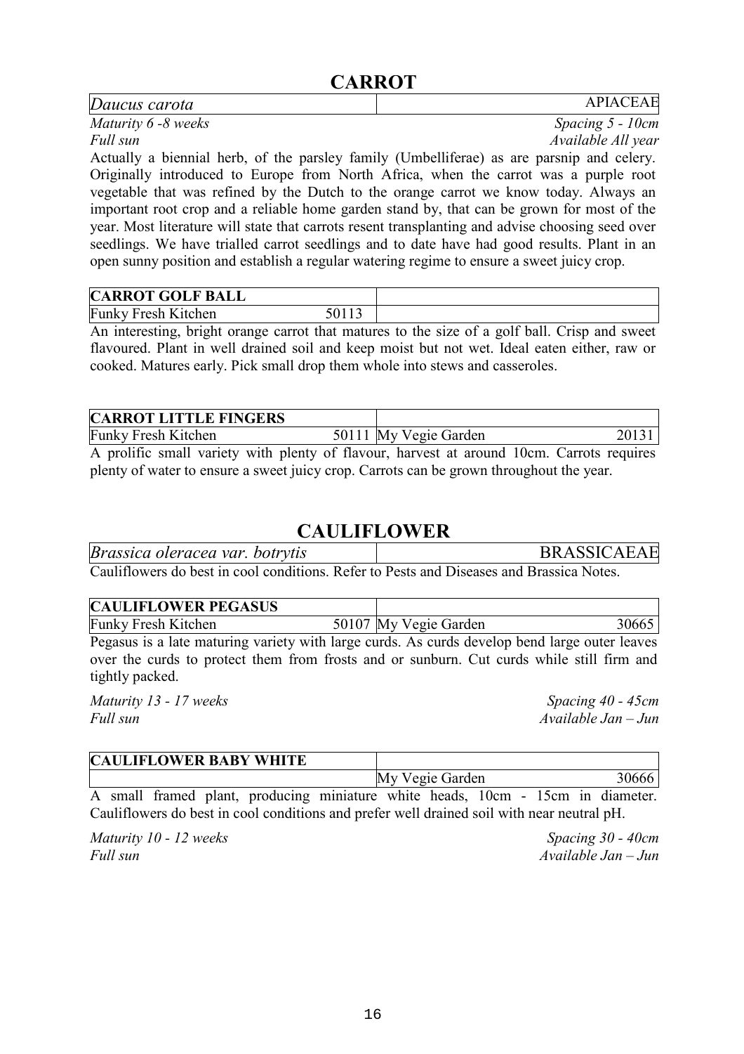# CARROT

| *Daucus carota* | APIACEAE |
|---|---|

*Maturity 6 -8 weeks* — *Spacing 5 - 10cm*
*Full sun* — *Available All year*

Actually a biennial herb, of the parsley family (Umbelliferae) as are parsnip and celery. Originally introduced to Europe from North Africa, when the carrot was a purple root vegetable that was refined by the Dutch to the orange carrot we know today. Always an important root crop and a reliable home garden stand by, that can be grown for most of the year. Most literature will state that carrots resent transplanting and advise choosing seed over seedlings. We have trialled carrot seedlings and to date have had good results. Plant in an open sunny position and establish a regular watering regime to ensure a sweet juicy crop.

| **CARROT GOLF BALL** | | | |
|---|---|---|---|
| Funky Fresh Kitchen | 50113 | | |

An interesting, bright orange carrot that matures to the size of a golf ball. Crisp and sweet flavoured. Plant in well drained soil and keep moist but not wet. Ideal eaten either, raw or cooked. Matures early. Pick small drop them whole into stews and casseroles.

| **CARROT LITTLE FINGERS** | | | |
|---|---|---|---|
| Funky Fresh Kitchen | 50111 | My Vegie Garden | 20131 |

A prolific small variety with plenty of flavour, harvest at around 10cm. Carrots requires plenty of water to ensure a sweet juicy crop. Carrots can be grown throughout the year.

# CAULIFLOWER

| *Brassica oleracea var. botrytis* | BRASSICAEAE |
|---|---|

Cauliflowers do best in cool conditions. Refer to Pests and Diseases and Brassica Notes.

| **CAULIFLOWER PEGASUS** | | | |
|---|---|---|---|
| Funky Fresh Kitchen | 50107 | My Vegie Garden | 30665 |

Pegasus is a late maturing variety with large curds. As curds develop bend large outer leaves over the curds to protect them from frosts and or sunburn. Cut curds while still firm and tightly packed.

*Maturity 13 - 17 weeks* — *Spacing 40 - 45cm*
*Full sun* — *Available Jan – Jun*

| **CAULIFLOWER BABY WHITE** | | | |
|---|---|---|---|
| | | My Vegie Garden | 30666 |

A small framed plant, producing miniature white heads, 10cm - 15cm in diameter. Cauliflowers do best in cool conditions and prefer well drained soil with near neutral pH.

*Maturity 10 - 12 weeks* — *Spacing 30 - 40cm*
*Full sun* — *Available Jan – Jun*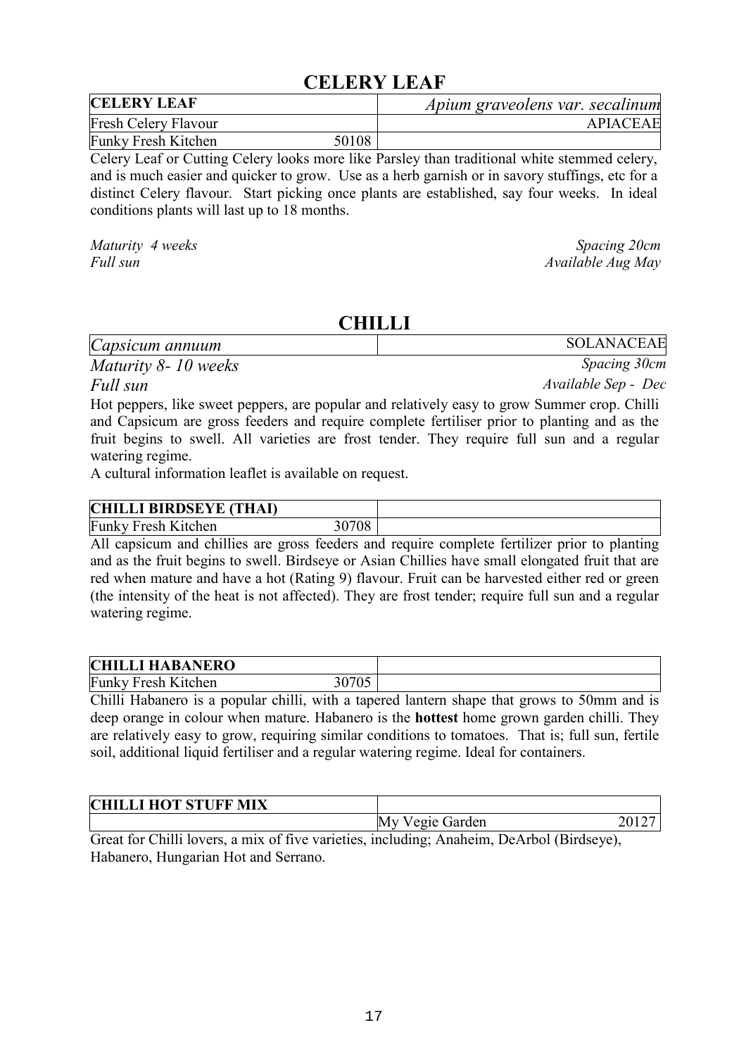# CELERY LEAF

| **CELERY LEAF** | *Apium graveolens var. secalinum* |
|---|---|
| Fresh Celery Flavour | APIACEAE |
| Funky Fresh Kitchen 50108 | |

Celery Leaf or Cutting Celery looks more like Parsley than traditional white stemmed celery, and is much easier and quicker to grow. Use as a herb garnish or in savory stuffings, etc for a distinct Celery flavour. Start picking once plants are established, say four weeks. In ideal conditions plants will last up to 18 months.

*Maturity 4 weeks* — *Spacing 20cm*
*Full sun* — *Available Aug May*

# CHILLI

| *Capsicum annuum* | SOLANACEAE |
|---|---|

*Maturity 8- 10 weeks* — *Spacing 30cm*
*Full sun* — *Available Sep - Dec*

Hot peppers, like sweet peppers, are popular and relatively easy to grow Summer crop. Chilli and Capsicum are gross feeders and require complete fertiliser prior to planting and as the fruit begins to swell. All varieties are frost tender. They require full sun and a regular watering regime.

A cultural information leaflet is available on request.

| **CHILLI BIRDSEYE (THAI)** | |
|---|---|
| Funky Fresh Kitchen 30708 | |

All capsicum and chillies are gross feeders and require complete fertilizer prior to planting and as the fruit begins to swell. Birdseye or Asian Chillies have small elongated fruit that are red when mature and have a hot (Rating 9) flavour. Fruit can be harvested either red or green (the intensity of the heat is not affected). They are frost tender; require full sun and a regular watering regime.

| **CHILLI HABANERO** | |
|---|---|
| Funky Fresh Kitchen 30705 | |

Chilli Habanero is a popular chilli, with a tapered lantern shape that grows to 50mm and is deep orange in colour when mature. Habanero is the **hottest** home grown garden chilli. They are relatively easy to grow, requiring similar conditions to tomatoes. That is; full sun, fertile soil, additional liquid fertiliser and a regular watering regime. Ideal for containers.

| **CHILLI HOT STUFF MIX** | |
|---|---|
| | My Vegie Garden 20127 |

Great for Chilli lovers, a mix of five varieties, including; Anaheim, DeArbol (Birdseye), Habanero, Hungarian Hot and Serrano.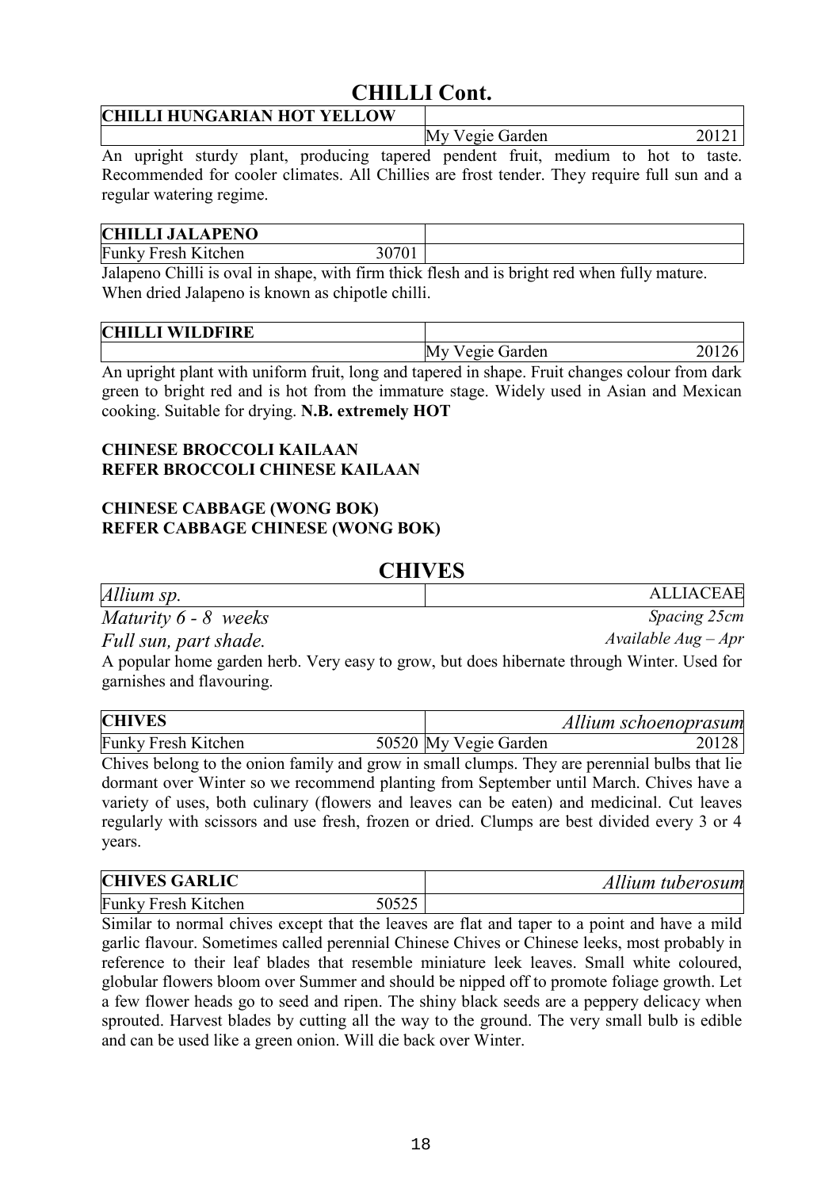# CHILLI Cont.

| CHILLI HUNGARIAN HOT YELLOW | | | |
|---|---|---|---|
| | | My Vegie Garden | 20121 |

An upright sturdy plant, producing tapered pendent fruit, medium to hot to taste. Recommended for cooler climates. All Chillies are frost tender. They require full sun and a regular watering regime.

| CHILLI JALAPENO | | | |
|---|---|---|---|
| Funky Fresh Kitchen | 30701 | | |

Jalapeno Chilli is oval in shape, with firm thick flesh and is bright red when fully mature. When dried Jalapeno is known as chipotle chilli.

| CHILLI WILDFIRE | | | |
|---|---|---|---|
| | | My Vegie Garden | 20126 |

An upright plant with uniform fruit, long and tapered in shape. Fruit changes colour from dark green to bright red and is hot from the immature stage. Widely used in Asian and Mexican cooking. Suitable for drying. **N.B. extremely HOT**

**CHINESE BROCCOLI KAILAAN**
**REFER BROCCOLI CHINESE KAILAAN**

**CHINESE CABBAGE (WONG BOK)**
**REFER CABBAGE CHINESE (WONG BOK)**

# CHIVES

| *Allium sp.* | ALLIACEAE |
|---|---|
| *Maturity 6 - 8 weeks* | *Spacing 25cm* |
| *Full sun, part shade.* | *Available Aug – Apr* |

A popular home garden herb. Very easy to grow, but does hibernate through Winter. Used for garnishes and flavouring.

| CHIVES | | | *Allium schoenoprasum* |
|---|---|---|---|
| Funky Fresh Kitchen | 50520 | My Vegie Garden | 20128 |

Chives belong to the onion family and grow in small clumps. They are perennial bulbs that lie dormant over Winter so we recommend planting from September until March. Chives have a variety of uses, both culinary (flowers and leaves can be eaten) and medicinal. Cut leaves regularly with scissors and use fresh, frozen or dried. Clumps are best divided every 3 or 4 years.

| CHIVES GARLIC | | | *Allium tuberosum* |
|---|---|---|---|
| Funky Fresh Kitchen | 50525 | | |

Similar to normal chives except that the leaves are flat and taper to a point and have a mild garlic flavour. Sometimes called perennial Chinese Chives or Chinese leeks, most probably in reference to their leaf blades that resemble miniature leek leaves. Small white coloured, globular flowers bloom over Summer and should be nipped off to promote foliage growth. Let a few flower heads go to seed and ripen. The shiny black seeds are a peppery delicacy when sprouted. Harvest blades by cutting all the way to the ground. The very small bulb is edible and can be used like a green onion. Will die back over Winter.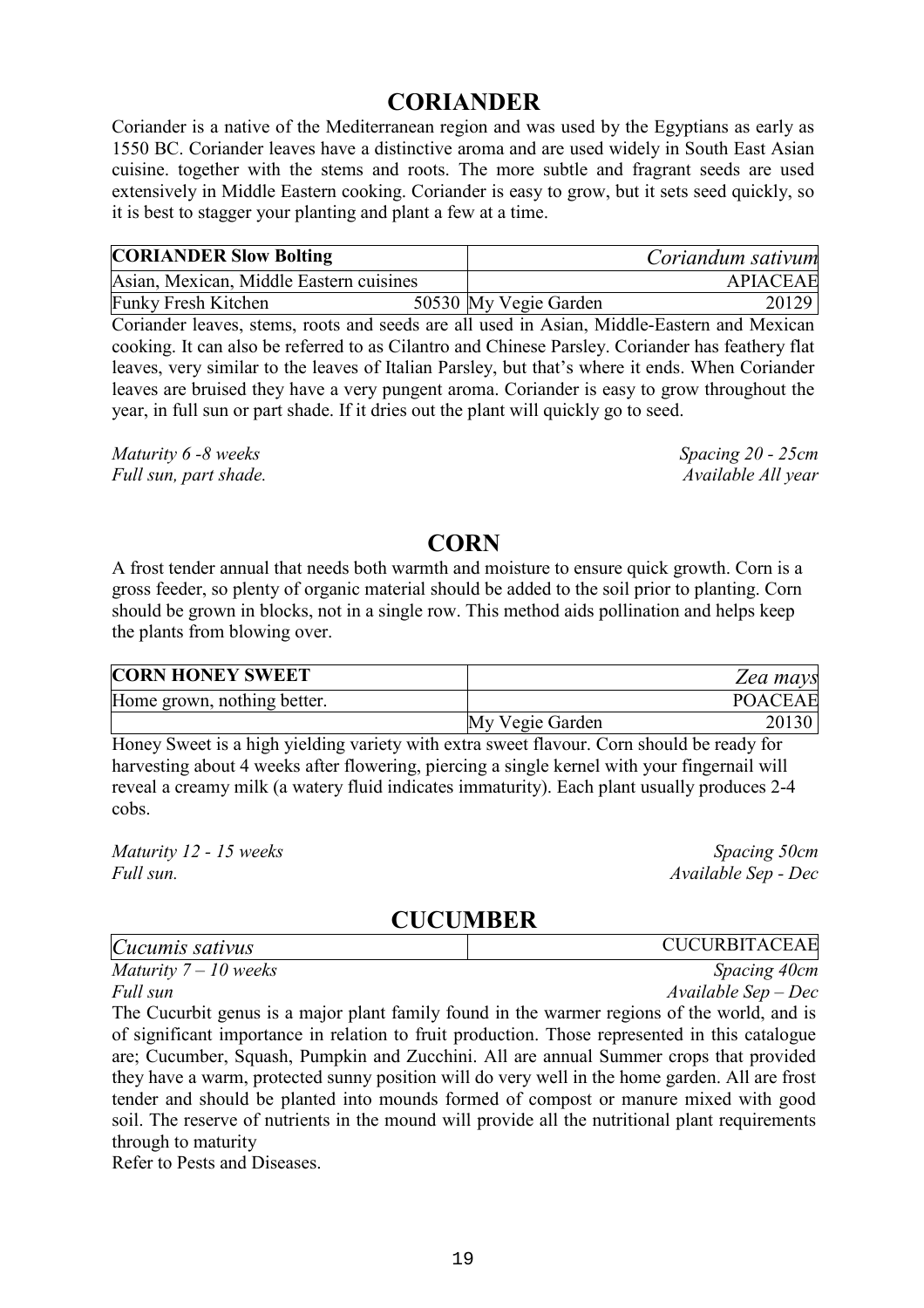## CORIANDER

Coriander is a native of the Mediterranean region and was used by the Egyptians as early as 1550 BC. Coriander leaves have a distinctive aroma and are used widely in South East Asian cuisine. together with the stems and roots. The more subtle and fragrant seeds are used extensively in Middle Eastern cooking. Coriander is easy to grow, but it sets seed quickly, so it is best to stagger your planting and plant a few at a time.

| **CORIANDER Slow Bolting** | | *Coriandum sativum* |
|---|---|---|
| Asian, Mexican, Middle Eastern cuisines | | APIACEAE |
| Funky Fresh Kitchen 50530 | My Vegie Garden | 20129 |

Coriander leaves, stems, roots and seeds are all used in Asian, Middle-Eastern and Mexican cooking. It can also be referred to as Cilantro and Chinese Parsley. Coriander has feathery flat leaves, very similar to the leaves of Italian Parsley, but that's where it ends. When Coriander leaves are bruised they have a very pungent aroma. Coriander is easy to grow throughout the year, in full sun or part shade. If it dries out the plant will quickly go to seed.

*Maturity 6 -8 weeks* — *Spacing 20 - 25cm*
*Full sun, part shade.* — *Available All year*

## CORN

A frost tender annual that needs both warmth and moisture to ensure quick growth. Corn is a gross feeder, so plenty of organic material should be added to the soil prior to planting. Corn should be grown in blocks, not in a single row. This method aids pollination and helps keep the plants from blowing over.

| **CORN HONEY SWEET** | | *Zea mays* |
|---|---|---|
| Home grown, nothing better. | | POACEAE |
| | My Vegie Garden | 20130 |

Honey Sweet is a high yielding variety with extra sweet flavour. Corn should be ready for harvesting about 4 weeks after flowering, piercing a single kernel with your fingernail will reveal a creamy milk (a watery fluid indicates immaturity). Each plant usually produces 2-4 cobs.

*Maturity 12 - 15 weeks* — *Spacing 50cm*
*Full sun.* — *Available Sep - Dec*

## CUCUMBER

| *Cucumis sativus* | CUCURBITACEAE |
|---|---|

*Maturity 7 – 10 weeks* — *Spacing 40cm*
*Full sun* — *Available Sep – Dec*

The Cucurbit genus is a major plant family found in the warmer regions of the world, and is of significant importance in relation to fruit production. Those represented in this catalogue are; Cucumber, Squash, Pumpkin and Zucchini. All are annual Summer crops that provided they have a warm, protected sunny position will do very well in the home garden. All are frost tender and should be planted into mounds formed of compost or manure mixed with good soil. The reserve of nutrients in the mound will provide all the nutritional plant requirements through to maturity

Refer to Pests and Diseases.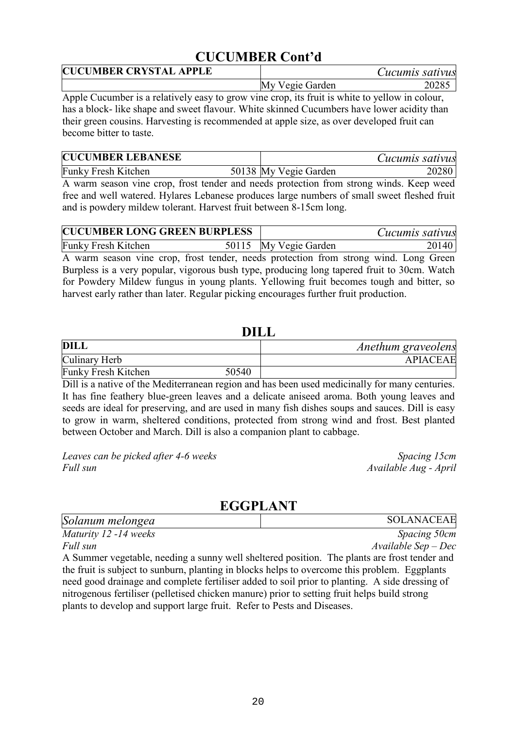# CUCUMBER Cont'd

| CUCUMBER CRYSTAL APPLE | | *Cucumis sativus* | |
|---|---|---|---|
| | | My Vegie Garden | 20285 |

Apple Cucumber is a relatively easy to grow vine crop, its fruit is white to yellow in colour, has a block- like shape and sweet flavour. White skinned Cucumbers have lower acidity than their green cousins. Harvesting is recommended at apple size, as over developed fruit can become bitter to taste.

| CUCUMBER LEBANESE | | *Cucumis sativus* | |
|---|---|---|---|
| Funky Fresh Kitchen | 50138 | My Vegie Garden | 20280 |

A warm season vine crop, frost tender and needs protection from strong winds. Keep weed free and well watered. Hylares Lebanese produces large numbers of small sweet fleshed fruit and is powdery mildew tolerant. Harvest fruit between 8-15cm long.

| CUCUMBER LONG GREEN BURPLESS | | *Cucumis sativus* | |
|---|---|---|---|
| Funky Fresh Kitchen | 50115 | My Vegie Garden | 20140 |

A warm season vine crop, frost tender, needs protection from strong wind. Long Green Burpless is a very popular, vigorous bush type, producing long tapered fruit to 30cm. Watch for Powdery Mildew fungus in young plants. Yellowing fruit becomes tough and bitter, so harvest early rather than later. Regular picking encourages further fruit production.

# DILL

| DILL | | *Anethum graveolens* |
|---|---|---|
| Culinary Herb | | APIACEAE |
| Funky Fresh Kitchen | 50540 | |

Dill is a native of the Mediterranean region and has been used medicinally for many centuries. It has fine feathery blue-green leaves and a delicate aniseed aroma. Both young leaves and seeds are ideal for preserving, and are used in many fish dishes soups and sauces. Dill is easy to grow in warm, sheltered conditions, protected from strong wind and frost. Best planted between October and March. Dill is also a companion plant to cabbage.

*Leaves can be picked after 4-6 weeks* — *Spacing 15cm*
*Full sun* — *Available Aug - April*

# EGGPLANT

| *Solanum melongea* | SOLANACEAE |
|---|---|

*Maturity 12 -14 weeks* — *Spacing 50cm*
*Full sun* — *Available Sep – Dec*

A Summer vegetable, needing a sunny well sheltered position. The plants are frost tender and the fruit is subject to sunburn, planting in blocks helps to overcome this problem. Eggplants need good drainage and complete fertiliser added to soil prior to planting. A side dressing of nitrogenous fertiliser (pelletised chicken manure) prior to setting fruit helps build strong plants to develop and support large fruit. Refer to Pests and Diseases.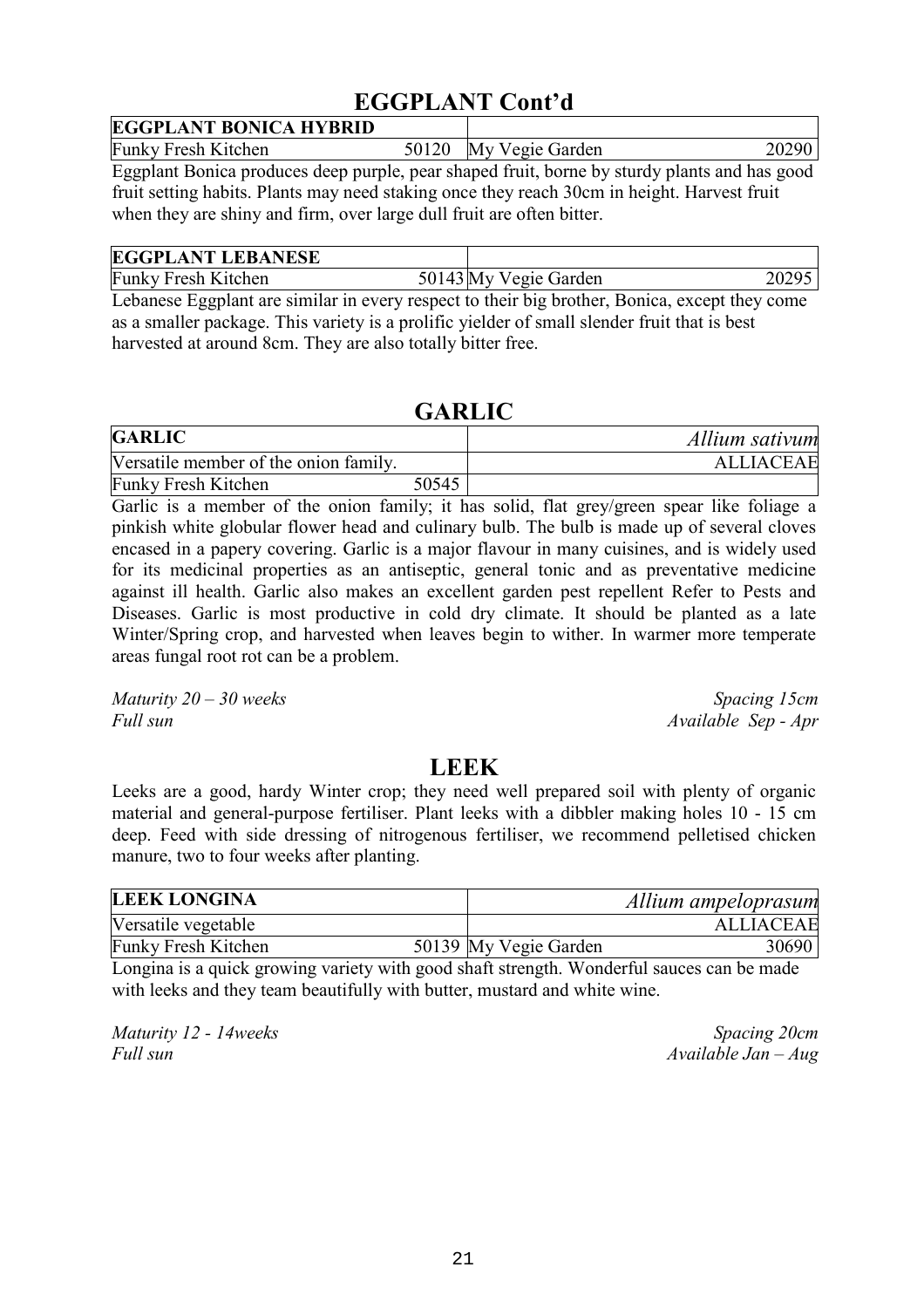## EGGPLANT Cont'd

| EGGPLANT BONICA HYBRID | | | |
|---|---|---|---|
| Funky Fresh Kitchen | 50120 | My Vegie Garden | 20290 |

Eggplant Bonica produces deep purple, pear shaped fruit, borne by sturdy plants and has good fruit setting habits. Plants may need staking once they reach 30cm in height. Harvest fruit when they are shiny and firm, over large dull fruit are often bitter.

| EGGPLANT LEBANESE | | | |
|---|---|---|---|
| Funky Fresh Kitchen | 50143 | My Vegie Garden | 20295 |

Lebanese Eggplant are similar in every respect to their big brother, Bonica, except they come as a smaller package. This variety is a prolific yielder of small slender fruit that is best harvested at around 8cm. They are also totally bitter free.

## GARLIC

| GARLIC | | *Allium sativum* |
|---|---|---|
| Versatile member of the onion family. | | ALLIACEAE |
| Funky Fresh Kitchen | 50545 | |

Garlic is a member of the onion family; it has solid, flat grey/green spear like foliage a pinkish white globular flower head and culinary bulb. The bulb is made up of several cloves encased in a papery covering. Garlic is a major flavour in many cuisines, and is widely used for its medicinal properties as an antiseptic, general tonic and as preventative medicine against ill health. Garlic also makes an excellent garden pest repellent Refer to Pests and Diseases. Garlic is most productive in cold dry climate. It should be planted as a late Winter/Spring crop, and harvested when leaves begin to wither. In warmer more temperate areas fungal root rot can be a problem.

*Maturity 20 – 30 weeks* — *Spacing 15cm*
*Full sun* — *Available Sep - Apr*

## LEEK

Leeks are a good, hardy Winter crop; they need well prepared soil with plenty of organic material and general-purpose fertiliser. Plant leeks with a dibbler making holes 10 - 15 cm deep. Feed with side dressing of nitrogenous fertiliser, we recommend pelletised chicken manure, two to four weeks after planting.

| LEEK LONGINA | | | *Allium ampeloprasum* |
|---|---|---|---|
| Versatile vegetable | | | ALLIACEAE |
| Funky Fresh Kitchen | 50139 | My Vegie Garden | 30690 |

Longina is a quick growing variety with good shaft strength. Wonderful sauces can be made with leeks and they team beautifully with butter, mustard and white wine.

*Maturity 12 - 14weeks* — *Spacing 20cm*
*Full sun* — *Available Jan – Aug*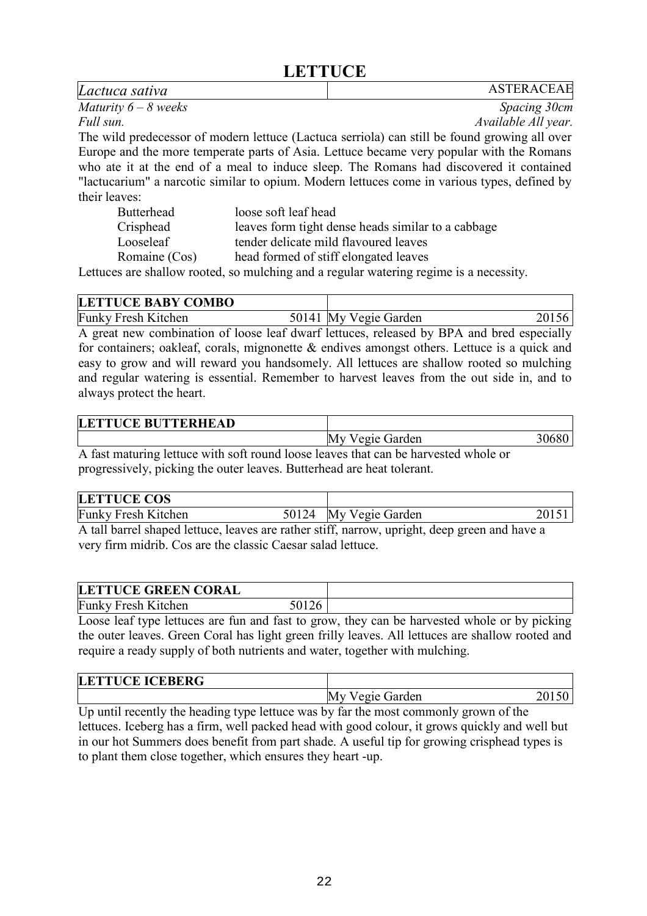# LETTUCE

| *Lactuca sativa* | ASTERACEAE |
|---|---|

*Maturity 6 – 8 weeks* — *Spacing 30cm*

*Full sun.* — *Available All year.*

The wild predecessor of modern lettuce (Lactuca serriola) can still be found growing all over Europe and the more temperate parts of Asia. Lettuce became very popular with the Romans who ate it at the end of a meal to induce sleep. The Romans had discovered it contained "lactucarium" a narcotic similar to opium. Modern lettuces come in various types, defined by their leaves:

| | |
|---|---|
| Butterhead | loose soft leaf head |
| Crisphead | leaves form tight dense heads similar to a cabbage |
| Looseleaf | tender delicate mild flavoured leaves |
| Romaine (Cos) | head formed of stiff elongated leaves |

Lettuces are shallow rooted, so mulching and a regular watering regime is a necessity.

| **LETTUCE BABY COMBO** | | | |
|---|---|---|---|
| Funky Fresh Kitchen | 50141 | My Vegie Garden | 20156 |

A great new combination of loose leaf dwarf lettuces, released by BPA and bred especially for containers; oakleaf, corals, mignonette & endives amongst others. Lettuce is a quick and easy to grow and will reward you handsomely. All lettuces are shallow rooted so mulching and regular watering is essential. Remember to harvest leaves from the out side in, and to always protect the heart.

| **LETTUCE BUTTERHEAD** | | | |
|---|---|---|---|
| | | My Vegie Garden | 30680 |

A fast maturing lettuce with soft round loose leaves that can be harvested whole or progressively, picking the outer leaves. Butterhead are heat tolerant.

| **LETTUCE COS** | | | |
|---|---|---|---|
| Funky Fresh Kitchen | 50124 | My Vegie Garden | 20151 |

A tall barrel shaped lettuce, leaves are rather stiff, narrow, upright, deep green and have a very firm midrib. Cos are the classic Caesar salad lettuce.

| **LETTUCE GREEN CORAL** | | | |
|---|---|---|---|
| Funky Fresh Kitchen | 50126 | | |

Loose leaf type lettuces are fun and fast to grow, they can be harvested whole or by picking the outer leaves. Green Coral has light green frilly leaves. All lettuces are shallow rooted and require a ready supply of both nutrients and water, together with mulching.

| **LETTUCE ICEBERG** | | | |
|---|---|---|---|
| | | My Vegie Garden | 20150 |

Up until recently the heading type lettuce was by far the most commonly grown of the lettuces. Iceberg has a firm, well packed head with good colour, it grows quickly and well but in our hot Summers does benefit from part shade. A useful tip for growing crisphead types is to plant them close together, which ensures they heart -up.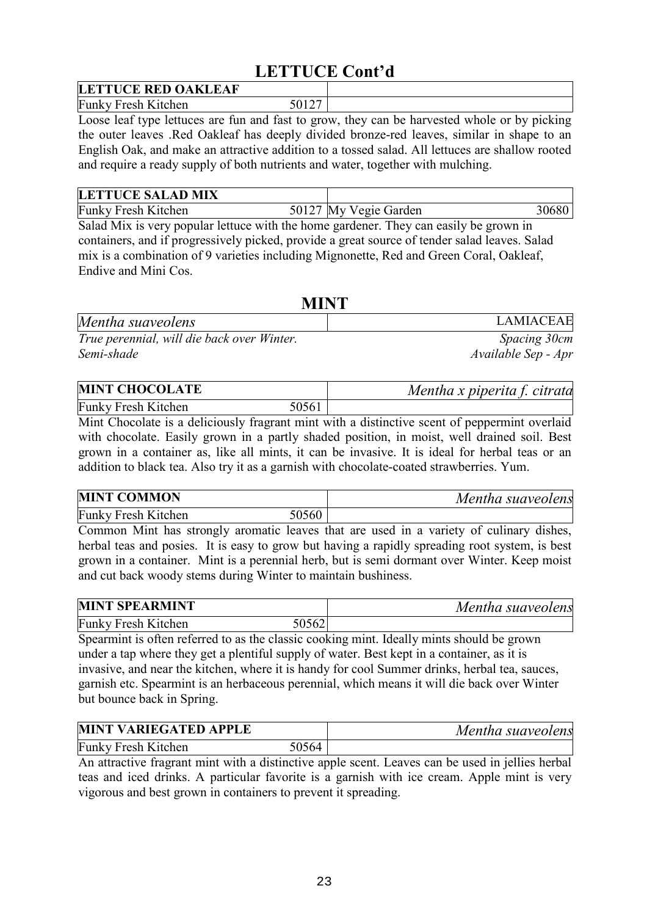# LETTUCE Cont'd

| LETTUCE RED OAKLEAF | | |
|---|---|---|
| Funky Fresh Kitchen | 50127 | |

Loose leaf type lettuces are fun and fast to grow, they can be harvested whole or by picking the outer leaves .Red Oakleaf has deeply divided bronze-red leaves, similar in shape to an English Oak, and make an attractive addition to a tossed salad. All lettuces are shallow rooted and require a ready supply of both nutrients and water, together with mulching.

| LETTUCE SALAD MIX | | | |
|---|---|---|---|
| Funky Fresh Kitchen | 50127 | My Vegie Garden | 30680 |

Salad Mix is very popular lettuce with the home gardener. They can easily be grown in containers, and if progressively picked, provide a great source of tender salad leaves. Salad mix is a combination of 9 varieties including Mignonette, Red and Green Coral, Oakleaf, Endive and Mini Cos.

# MINT

| *Mentha suaveolens* | LAMIACEAE |
|---|---|
| *True perennial, will die back over Winter.* | *Spacing 30cm* |
| *Semi-shade* | *Available Sep - Apr* |

| MINT CHOCOLATE | | *Mentha x piperita f. citrata* |
|---|---|---|
| Funky Fresh Kitchen | 50561 | |

Mint Chocolate is a deliciously fragrant mint with a distinctive scent of peppermint overlaid with chocolate. Easily grown in a partly shaded position, in moist, well drained soil. Best grown in a container as, like all mints, it can be invasive. It is ideal for herbal teas or an addition to black tea. Also try it as a garnish with chocolate-coated strawberries. Yum.

| MINT COMMON | | *Mentha suaveolens* |
|---|---|---|
| Funky Fresh Kitchen | 50560 | |

Common Mint has strongly aromatic leaves that are used in a variety of culinary dishes, herbal teas and posies. It is easy to grow but having a rapidly spreading root system, is best grown in a container. Mint is a perennial herb, but is semi dormant over Winter. Keep moist and cut back woody stems during Winter to maintain bushiness.

| MINT SPEARMINT | | *Mentha suaveolens* |
|---|---|---|
| Funky Fresh Kitchen | 50562 | |

Spearmint is often referred to as the classic cooking mint. Ideally mints should be grown under a tap where they get a plentiful supply of water. Best kept in a container, as it is invasive, and near the kitchen, where it is handy for cool Summer drinks, herbal tea, sauces, garnish etc. Spearmint is an herbaceous perennial, which means it will die back over Winter but bounce back in Spring.

| MINT VARIEGATED APPLE | | *Mentha suaveolens* |
|---|---|---|
| Funky Fresh Kitchen | 50564 | |

An attractive fragrant mint with a distinctive apple scent. Leaves can be used in jellies herbal teas and iced drinks. A particular favorite is a garnish with ice cream. Apple mint is very vigorous and best grown in containers to prevent it spreading.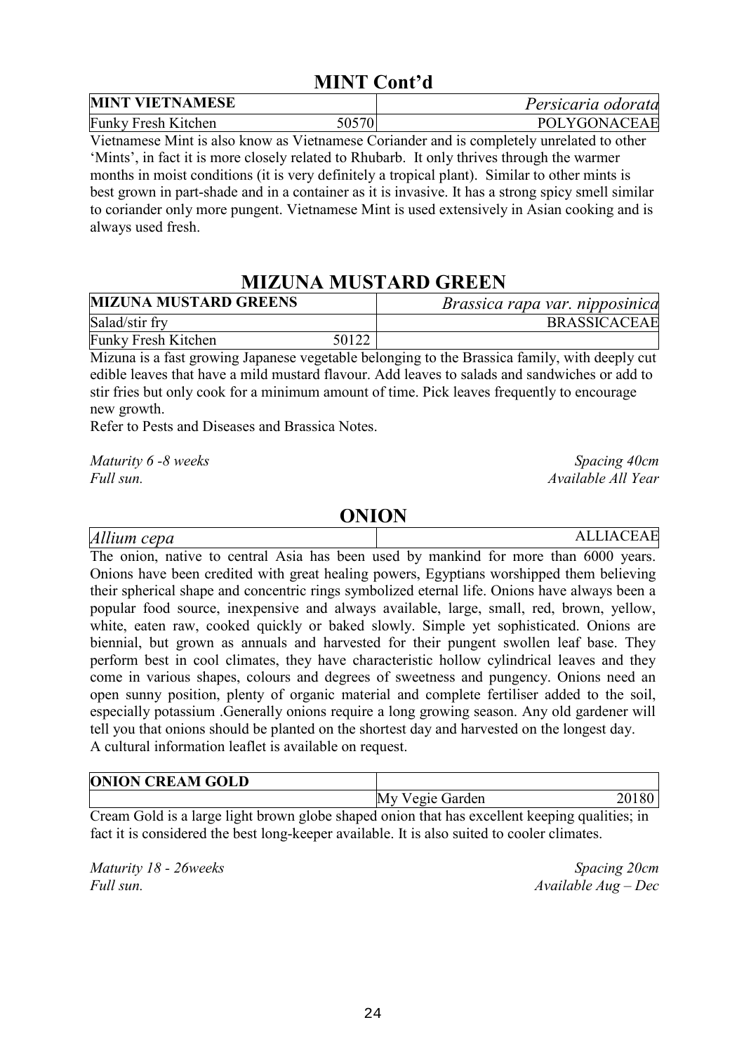## MINT Cont'd

| MINT VIETNAMESE | | *Persicaria odorata* |
|---|---|---|
| Funky Fresh Kitchen | 50570 | POLYGONACEAE |

Vietnamese Mint is also know as Vietnamese Coriander and is completely unrelated to other 'Mints', in fact it is more closely related to Rhubarb. It only thrives through the warmer months in moist conditions (it is very definitely a tropical plant). Similar to other mints is best grown in part-shade and in a container as it is invasive. It has a strong spicy smell similar to coriander only more pungent. Vietnamese Mint is used extensively in Asian cooking and is always used fresh.

## MIZUNA MUSTARD GREEN

| MIZUNA MUSTARD GREENS | | *Brassica rapa var. nipposinica* |
|---|---|---|
| Salad/stir fry | | BRASSICACEAE |
| Funky Fresh Kitchen | 50122 | |

Mizuna is a fast growing Japanese vegetable belonging to the Brassica family, with deeply cut edible leaves that have a mild mustard flavour. Add leaves to salads and sandwiches or add to stir fries but only cook for a minimum amount of time. Pick leaves frequently to encourage new growth.
Refer to Pests and Diseases and Brassica Notes.

*Maturity 6 -8 weeks* — *Spacing 40cm*
*Full sun.* — *Available All Year*

## ONION

| *Allium cepa* | ALLIACEAE |
|---|---|

The onion, native to central Asia has been used by mankind for more than 6000 years. Onions have been credited with great healing powers, Egyptians worshipped them believing their spherical shape and concentric rings symbolized eternal life. Onions have always been a popular food source, inexpensive and always available, large, small, red, brown, yellow, white, eaten raw, cooked quickly or baked slowly. Simple yet sophisticated. Onions are biennial, but grown as annuals and harvested for their pungent swollen leaf base. They perform best in cool climates, they have characteristic hollow cylindrical leaves and they come in various shapes, colours and degrees of sweetness and pungency. Onions need an open sunny position, plenty of organic material and complete fertiliser added to the soil, especially potassium .Generally onions require a long growing season. Any old gardener will tell you that onions should be planted on the shortest day and harvested on the longest day.
A cultural information leaflet is available on request.

| ONION CREAM GOLD | | |
|---|---|---|
| | My Vegie Garden | 20180 |

Cream Gold is a large light brown globe shaped onion that has excellent keeping qualities; in fact it is considered the best long-keeper available. It is also suited to cooler climates.

*Maturity 18 - 26weeks* — *Spacing 20cm*
*Full sun.* — *Available Aug – Dec*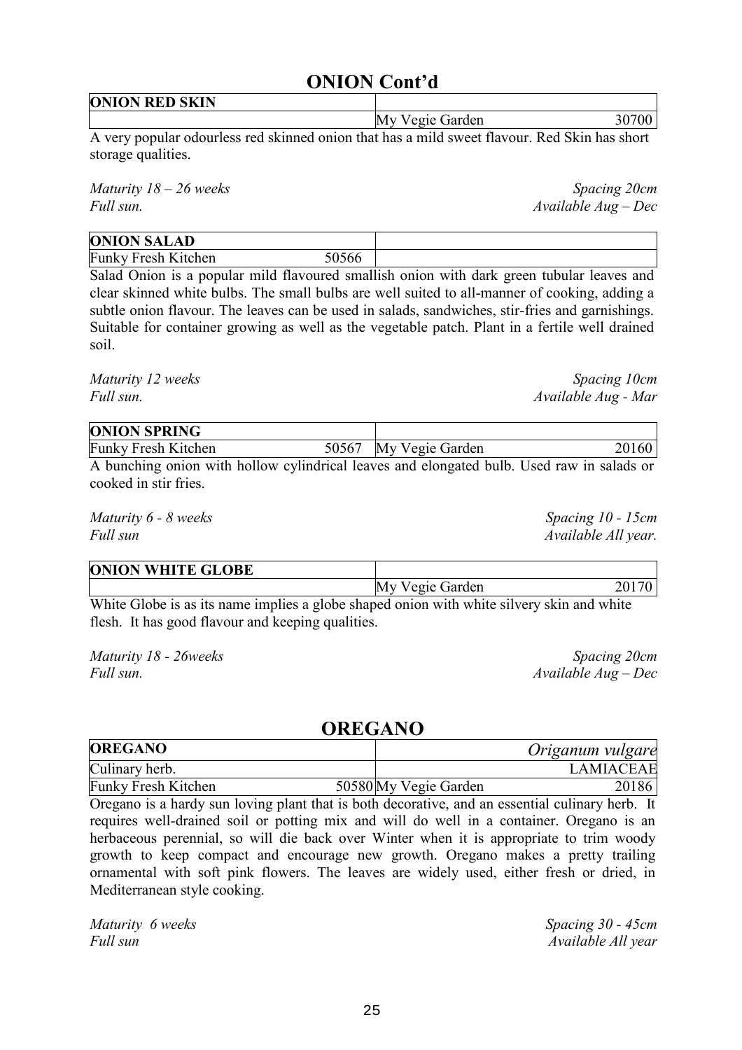# ONION Cont'd

| ONION RED SKIN | | | |
|---|---|---|---|
| | | My Vegie Garden | 30700 |

A very popular odourless red skinned onion that has a mild sweet flavour. Red Skin has short storage qualities.

*Maturity 18 – 26 weeks* — *Spacing 20cm*
*Full sun.* — *Available Aug – Dec*

| ONION SALAD | | | |
|---|---|---|---|
| Funky Fresh Kitchen | 50566 | | |

Salad Onion is a popular mild flavoured smallish onion with dark green tubular leaves and clear skinned white bulbs. The small bulbs are well suited to all-manner of cooking, adding a subtle onion flavour. The leaves can be used in salads, sandwiches, stir-fries and garnishings. Suitable for container growing as well as the vegetable patch. Plant in a fertile well drained soil.

*Maturity 12 weeks* — *Spacing 10cm*
*Full sun.* — *Available Aug - Mar*

| ONION SPRING | | | |
|---|---|---|---|
| Funky Fresh Kitchen | 50567 | My Vegie Garden | 20160 |

A bunching onion with hollow cylindrical leaves and elongated bulb. Used raw in salads or cooked in stir fries.

*Maturity 6 - 8 weeks* — *Spacing 10 - 15cm*
*Full sun* — *Available All year.*

| ONION WHITE GLOBE | | | |
|---|---|---|---|
| | | My Vegie Garden | 20170 |

White Globe is as its name implies a globe shaped onion with white silvery skin and white flesh. It has good flavour and keeping qualities.

*Maturity 18 - 26weeks* — *Spacing 20cm*
*Full sun.* — *Available Aug – Dec*

# OREGANO

| OREGANO | | | *Origanum vulgare* |
|---|---|---|---|
| Culinary herb. | | | LAMIACEAE |
| Funky Fresh Kitchen | 50580 | My Vegie Garden | 20186 |

Oregano is a hardy sun loving plant that is both decorative, and an essential culinary herb. It requires well-drained soil or potting mix and will do well in a container. Oregano is an herbaceous perennial, so will die back over Winter when it is appropriate to trim woody growth to keep compact and encourage new growth. Oregano makes a pretty trailing ornamental with soft pink flowers. The leaves are widely used, either fresh or dried, in Mediterranean style cooking.

*Maturity 6 weeks* — *Spacing 30 - 45cm*
*Full sun* — *Available All year*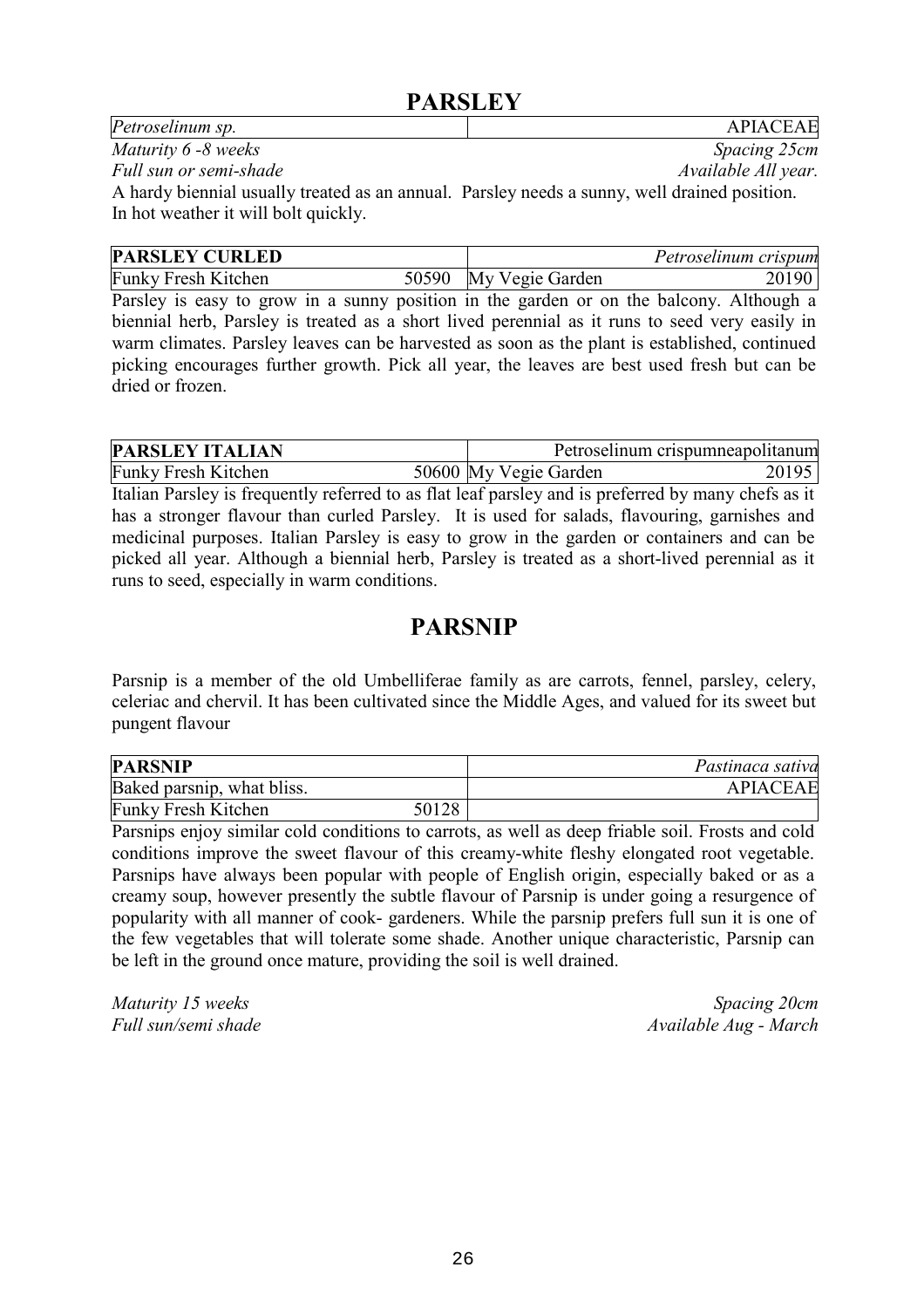# PARSLEY

| *Petroselinum sp.* | APIACEAE |
|---|---|

*Maturity 6 -8 weeks* — *Spacing 25cm*

*Full sun or semi-shade* — *Available All year.*

A hardy biennial usually treated as an annual. Parsley needs a sunny, well drained position. In hot weather it will bolt quickly.

| **PARSLEY CURLED** | | *Petroselinum crispum* | |
|---|---|---|---|
| Funky Fresh Kitchen | 50590 | My Vegie Garden | 20190 |

Parsley is easy to grow in a sunny position in the garden or on the balcony. Although a biennial herb, Parsley is treated as a short lived perennial as it runs to seed very easily in warm climates. Parsley leaves can be harvested as soon as the plant is established, continued picking encourages further growth. Pick all year, the leaves are best used fresh but can be dried or frozen.

| **PARSLEY ITALIAN** | | Petroselinum crispumneapolitanum | |
|---|---|---|---|
| Funky Fresh Kitchen | 50600 | My Vegie Garden | 20195 |

Italian Parsley is frequently referred to as flat leaf parsley and is preferred by many chefs as it has a stronger flavour than curled Parsley. It is used for salads, flavouring, garnishes and medicinal purposes. Italian Parsley is easy to grow in the garden or containers and can be picked all year. Although a biennial herb, Parsley is treated as a short-lived perennial as it runs to seed, especially in warm conditions.

# PARSNIP

Parsnip is a member of the old Umbelliferae family as are carrots, fennel, parsley, celery, celeriac and chervil. It has been cultivated since the Middle Ages, and valued for its sweet but pungent flavour

| **PARSNIP** | | *Pastinaca sativa* |
|---|---|---|
| Baked parsnip, what bliss. | | APIACEAE |
| Funky Fresh Kitchen | 50128 | |

Parsnips enjoy similar cold conditions to carrots, as well as deep friable soil. Frosts and cold conditions improve the sweet flavour of this creamy-white fleshy elongated root vegetable. Parsnips have always been popular with people of English origin, especially baked or as a creamy soup, however presently the subtle flavour of Parsnip is under going a resurgence of popularity with all manner of cook- gardeners. While the parsnip prefers full sun it is one of the few vegetables that will tolerate some shade. Another unique characteristic, Parsnip can be left in the ground once mature, providing the soil is well drained.

*Maturity 15 weeks* — *Spacing 20cm*

*Full sun/semi shade* — *Available Aug - March*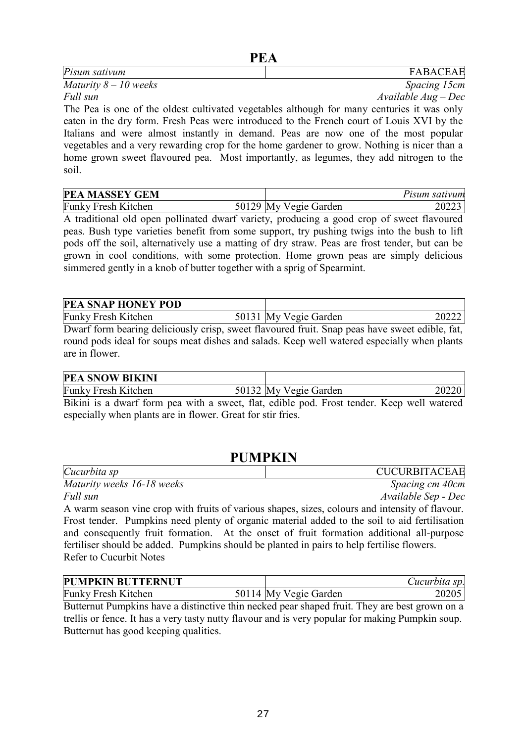## PEA

| *Pisum sativum* | FABACEAE |
|---|---|

*Maturity 8 – 10 weeks* — *Spacing 15cm*
*Full sun* — *Available Aug – Dec*

The Pea is one of the oldest cultivated vegetables although for many centuries it was only eaten in the dry form. Fresh Peas were introduced to the French court of Louis XVI by the Italians and were almost instantly in demand. Peas are now one of the most popular vegetables and a very rewarding crop for the home gardener to grow. Nothing is nicer than a home grown sweet flavoured pea. Most importantly, as legumes, they add nitrogen to the soil.

| **PEA MASSEY GEM** | | | *Pisum sativum* |
|---|---|---|---|
| Funky Fresh Kitchen | 50129 | My Vegie Garden | 20223 |

A traditional old open pollinated dwarf variety, producing a good crop of sweet flavoured peas. Bush type varieties benefit from some support, try pushing twigs into the bush to lift pods off the soil, alternatively use a matting of dry straw. Peas are frost tender, but can be grown in cool conditions, with some protection. Home grown peas are simply delicious simmered gently in a knob of butter together with a sprig of Spearmint.

| **PEA SNAP HONEY POD** | | | |
|---|---|---|---|
| Funky Fresh Kitchen | 50131 | My Vegie Garden | 20222 |

Dwarf form bearing deliciously crisp, sweet flavoured fruit. Snap peas have sweet edible, fat, round pods ideal for soups meat dishes and salads. Keep well watered especially when plants are in flower.

| **PEA SNOW BIKINI** | | | |
|---|---|---|---|
| Funky Fresh Kitchen | 50132 | My Vegie Garden | 20220 |

Bikini is a dwarf form pea with a sweet, flat, edible pod. Frost tender. Keep well watered especially when plants are in flower. Great for stir fries.

## PUMPKIN

| *Cucurbita sp* | CUCURBITACEAE |
|---|---|

*Maturity weeks 16-18 weeks* — *Spacing cm 40cm*
*Full sun* — *Available Sep - Dec*

A warm season vine crop with fruits of various shapes, sizes, colours and intensity of flavour. Frost tender. Pumpkins need plenty of organic material added to the soil to aid fertilisation and consequently fruit formation. At the onset of fruit formation additional all-purpose fertiliser should be added. Pumpkins should be planted in pairs to help fertilise flowers.
Refer to Cucurbit Notes

| **PUMPKIN BUTTERNUT** | | | *Cucurbita sp.* |
|---|---|---|---|
| Funky Fresh Kitchen | 50114 | My Vegie Garden | 20205 |

Butternut Pumpkins have a distinctive thin necked pear shaped fruit. They are best grown on a trellis or fence. It has a very tasty nutty flavour and is very popular for making Pumpkin soup. Butternut has good keeping qualities.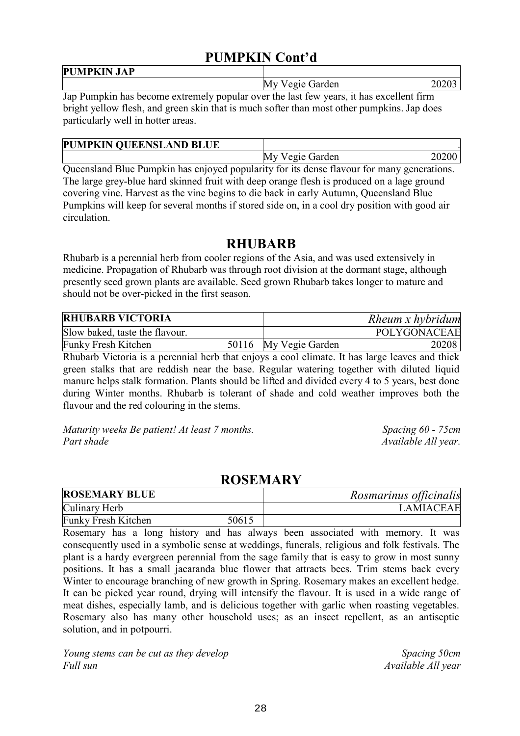# PUMPKIN Cont'd

| PUMPKIN JAP | | |
|---|---|---|
| | My Vegie Garden | 20203 |

Jap Pumpkin has become extremely popular over the last few years, it has excellent firm bright yellow flesh, and green skin that is much softer than most other pumpkins. Jap does particularly well in hotter areas.

| PUMPKIN QUEENSLAND BLUE | | . |
|---|---|---|
| | My Vegie Garden | 20200 |

Queensland Blue Pumpkin has enjoyed popularity for its dense flavour for many generations. The large grey-blue hard skinned fruit with deep orange flesh is produced on a lage ground covering vine. Harvest as the vine begins to die back in early Autumn, Queensland Blue Pumpkins will keep for several months if stored side on, in a cool dry position with good air circulation.

# RHUBARB

Rhubarb is a perennial herb from cooler regions of the Asia, and was used extensively in medicine. Propagation of Rhubarb was through root division at the dormant stage, although presently seed grown plants are available. Seed grown Rhubarb takes longer to mature and should not be over-picked in the first season.

| RHUBARB VICTORIA | | | *Rheum x hybridum* |
|---|---|---|---|
| Slow baked, taste the flavour. | | | POLYGONACEAE |
| Funky Fresh Kitchen | 50116 | My Vegie Garden | 20208 |

Rhubarb Victoria is a perennial herb that enjoys a cool climate. It has large leaves and thick green stalks that are reddish near the base. Regular watering together with diluted liquid manure helps stalk formation. Plants should be lifted and divided every 4 to 5 years, best done during Winter months. Rhubarb is tolerant of shade and cold weather improves both the flavour and the red colouring in the stems.

*Maturity weeks Be patient! At least 7 months.* *Spacing 60 - 75cm*
*Part shade* *Available All year.*

# ROSEMARY

| ROSEMARY BLUE | | *Rosmarinus officinalis* |
|---|---|---|
| Culinary Herb | | LAMIACEAE |
| Funky Fresh Kitchen | 50615 | |

Rosemary has a long history and has always been associated with memory. It was consequently used in a symbolic sense at weddings, funerals, religious and folk festivals. The plant is a hardy evergreen perennial from the sage family that is easy to grow in most sunny positions. It has a small jacaranda blue flower that attracts bees. Trim stems back every Winter to encourage branching of new growth in Spring. Rosemary makes an excellent hedge. It can be picked year round, drying will intensify the flavour. It is used in a wide range of meat dishes, especially lamb, and is delicious together with garlic when roasting vegetables. Rosemary also has many other household uses; as an insect repellent, as an antiseptic solution, and in potpourri.

*Young stems can be cut as they develop* *Spacing 50cm*
*Full sun* *Available All year*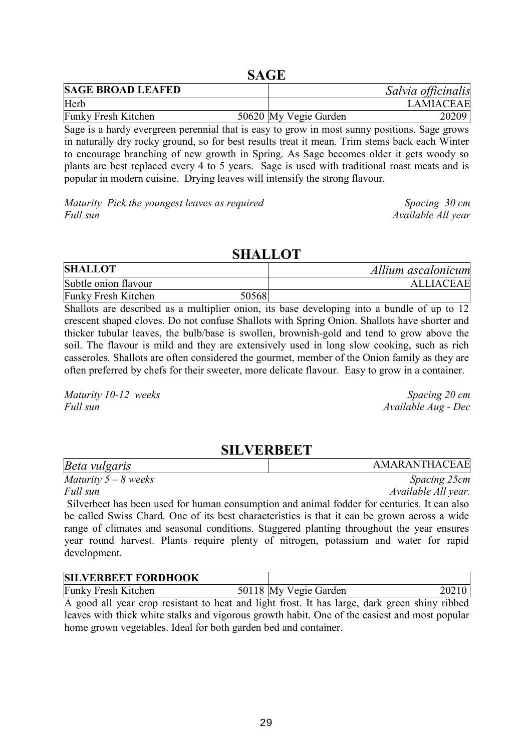## SAGE

| SAGE BROAD LEAFED | | *Salvia officinalis* | |
|---|---|---|---|
| Herb | | | LAMIACEAE |
| Funky Fresh Kitchen | 50620 | My Vegie Garden | 20209 |

Sage is a hardy evergreen perennial that is easy to grow in most sunny positions. Sage grows in naturally dry rocky ground, so for best results treat it mean. Trim stems back each Winter to encourage branching of new growth in Spring. As Sage becomes older it gets woody so plants are best replaced every 4 to 5 years. Sage is used with traditional roast meats and is popular in modern cuisine. Drying leaves will intensify the strong flavour.

*Maturity Pick the youngest leaves as required* — *Spacing 30 cm*
*Full sun* — *Available All year*

## SHALLOT

| SHALLOT | | *Allium ascalonicum* |
|---|---|---|
| Subtle onion flavour | | ALLIACEAE |
| Funky Fresh Kitchen | 50568 | |

Shallots are described as a multiplier onion, its base developing into a bundle of up to 12 crescent shaped cloves. Do not confuse Shallots with Spring Onion. Shallots have shorter and thicker tubular leaves, the bulb/base is swollen, brownish-gold and tend to grow above the soil. The flavour is mild and they are extensively used in long slow cooking, such as rich casseroles. Shallots are often considered the gourmet, member of the Onion family as they are often preferred by chefs for their sweeter, more delicate flavour. Easy to grow in a container.

*Maturity 10-12 weeks* — *Spacing 20 cm*
*Full sun* — *Available Aug - Dec*

## SILVERBEET

| *Beta vulgaris* | AMARANTHACEAE |
|---|---|

*Maturity 5 – 8 weeks* — *Spacing 25cm*
*Full sun* — *Available All year.*

Silverbeet has been used for human consumption and animal fodder for centuries. It can also be called Swiss Chard. One of its best characteristics is that it can be grown across a wide range of climates and seasonal conditions. Staggered planting throughout the year ensures year round harvest. Plants require plenty of nitrogen, potassium and water for rapid development.

| SILVERBEET FORDHOOK | | | |
|---|---|---|---|
| Funky Fresh Kitchen | 50118 | My Vegie Garden | 20210 |

A good all year crop resistant to heat and light frost. It has large, dark green shiny ribbed leaves with thick white stalks and vigorous growth habit. One of the easiest and most popular home grown vegetables. Ideal for both garden bed and container.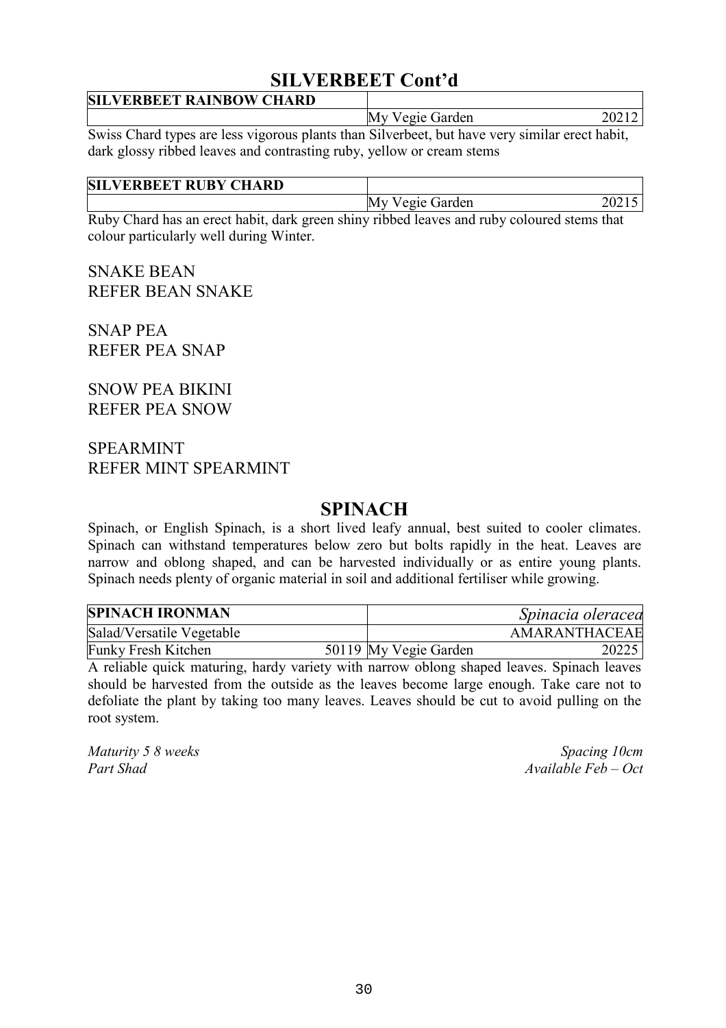## SILVERBEET Cont'd

| **SILVERBEET RAINBOW CHARD** | | |
|---|---|---|
| | My Vegie Garden | 20212 |

Swiss Chard types are less vigorous plants than Silverbeet, but have very similar erect habit, dark glossy ribbed leaves and contrasting ruby, yellow or cream stems

| **SILVERBEET RUBY CHARD** | | |
|---|---|---|
| | My Vegie Garden | 20215 |

Ruby Chard has an erect habit, dark green shiny ribbed leaves and ruby coloured stems that colour particularly well during Winter.

SNAKE BEAN
REFER BEAN SNAKE

SNAP PEA
REFER PEA SNAP

SNOW PEA BIKINI
REFER PEA SNOW

SPEARMINT
REFER MINT SPEARMINT

## SPINACH

Spinach, or English Spinach, is a short lived leafy annual, best suited to cooler climates. Spinach can withstand temperatures below zero but bolts rapidly in the heat. Leaves are narrow and oblong shaped, and can be harvested individually or as entire young plants. Spinach needs plenty of organic material in soil and additional fertiliser while growing.

| **SPINACH IRONMAN** | | | *Spinacia oleracea* |
|---|---|---|---|
| Salad/Versatile Vegetable | | | AMARANTHACEAE |
| Funky Fresh Kitchen | 50119 | My Vegie Garden | 20225 |

A reliable quick maturing, hardy variety with narrow oblong shaped leaves. Spinach leaves should be harvested from the outside as the leaves become large enough. Take care not to defoliate the plant by taking too many leaves. Leaves should be cut to avoid pulling on the root system.

*Maturity 5 8 weeks* *Spacing 10cm*
*Part Shad* *Available Feb – Oct*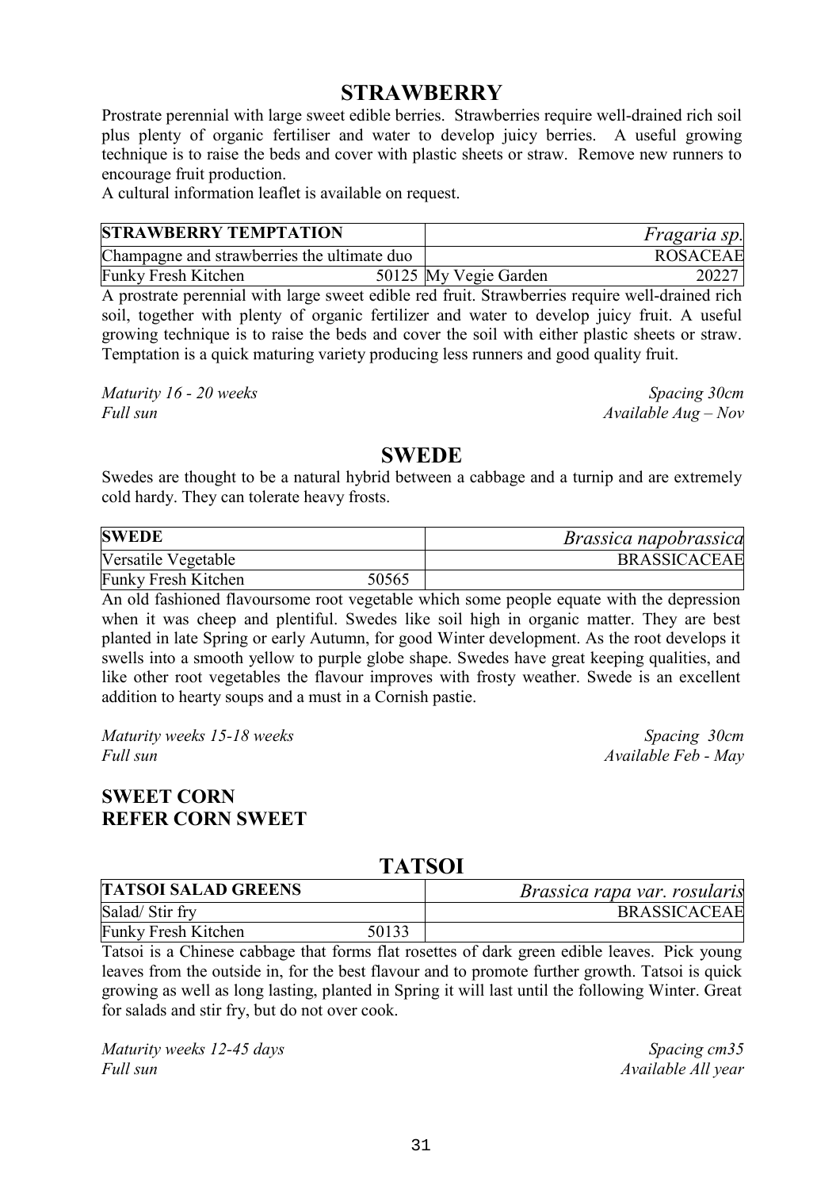## STRAWBERRY

Prostrate perennial with large sweet edible berries. Strawberries require well-drained rich soil plus plenty of organic fertiliser and water to develop juicy berries. A useful growing technique is to raise the beds and cover with plastic sheets or straw. Remove new runners to encourage fruit production.

A cultural information leaflet is available on request.

| **STRAWBERRY TEMPTATION** | | *Fragaria sp.* | |
|---|---|---|---|
| Champagne and strawberries the ultimate duo | | ROSACEAE | |
| Funky Fresh Kitchen | 50125 | My Vegie Garden | 20227 |

A prostrate perennial with large sweet edible red fruit. Strawberries require well-drained rich soil, together with plenty of organic fertilizer and water to develop juicy fruit. A useful growing technique is to raise the beds and cover the soil with either plastic sheets or straw. Temptation is a quick maturing variety producing less runners and good quality fruit.

*Maturity 16 - 20 weeks* — *Spacing 30cm*
*Full sun* — *Available Aug – Nov*

## SWEDE

Swedes are thought to be a natural hybrid between a cabbage and a turnip and are extremely cold hardy. They can tolerate heavy frosts.

| **SWEDE** | | *Brassica napobrassica* |
|---|---|---|
| Versatile Vegetable | | BRASSICACEAE |
| Funky Fresh Kitchen | 50565 | |

An old fashioned flavoursome root vegetable which some people equate with the depression when it was cheep and plentiful. Swedes like soil high in organic matter. They are best planted in late Spring or early Autumn, for good Winter development. As the root develops it swells into a smooth yellow to purple globe shape. Swedes have great keeping qualities, and like other root vegetables the flavour improves with frosty weather. Swede is an excellent addition to hearty soups and a must in a Cornish pastie.

*Maturity weeks 15-18 weeks* — *Spacing 30cm*
*Full sun* — *Available Feb - May*

### SWEET CORN
### REFER CORN SWEET

## TATSOI

| **TATSOI SALAD GREENS** | | *Brassica rapa var. rosularis* |
|---|---|---|
| Salad/ Stir fry | | BRASSICACEAE |
| Funky Fresh Kitchen | 50133 | |

Tatsoi is a Chinese cabbage that forms flat rosettes of dark green edible leaves. Pick young leaves from the outside in, for the best flavour and to promote further growth. Tatsoi is quick growing as well as long lasting, planted in Spring it will last until the following Winter. Great for salads and stir fry, but do not over cook.

*Maturity weeks 12-45 days* — *Spacing cm35*
*Full sun* — *Available All year*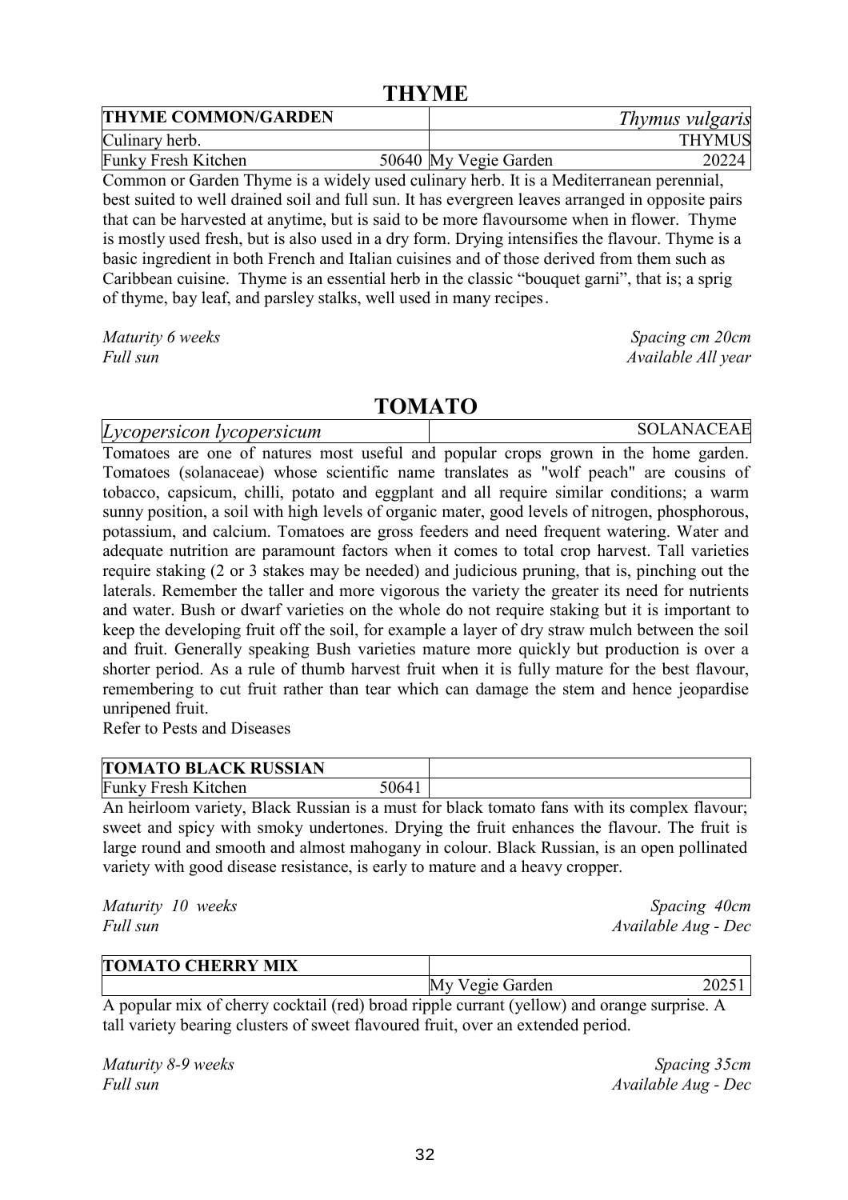# THYME

| THYME COMMON/GARDEN | | *Thymus vulgaris* | |
|---|---|---|---|
| Culinary herb. | | | THYMUS |
| Funky Fresh Kitchen | 50640 | My Vegie Garden | 20224 |

Common or Garden Thyme is a widely used culinary herb. It is a Mediterranean perennial, best suited to well drained soil and full sun. It has evergreen leaves arranged in opposite pairs that can be harvested at anytime, but is said to be more flavoursome when in flower. Thyme is mostly used fresh, but is also used in a dry form. Drying intensifies the flavour. Thyme is a basic ingredient in both French and Italian cuisines and of those derived from them such as Caribbean cuisine. Thyme is an essential herb in the classic "bouquet garni", that is; a sprig of thyme, bay leaf, and parsley stalks, well used in many recipes.

*Maturity 6 weeks* — *Spacing cm 20cm*
*Full sun* — *Available All year*

# TOMATO

| *Lycopersicon lycopersicum* | SOLANACEAE |
|---|---|

Tomatoes are one of natures most useful and popular crops grown in the home garden. Tomatoes (solanaceae) whose scientific name translates as "wolf peach" are cousins of tobacco, capsicum, chilli, potato and eggplant and all require similar conditions; a warm sunny position, a soil with high levels of organic mater, good levels of nitrogen, phosphorous, potassium, and calcium. Tomatoes are gross feeders and need frequent watering. Water and adequate nutrition are paramount factors when it comes to total crop harvest. Tall varieties require staking (2 or 3 stakes may be needed) and judicious pruning, that is, pinching out the laterals. Remember the taller and more vigorous the variety the greater its need for nutrients and water. Bush or dwarf varieties on the whole do not require staking but it is important to keep the developing fruit off the soil, for example a layer of dry straw mulch between the soil and fruit. Generally speaking Bush varieties mature more quickly but production is over a shorter period. As a rule of thumb harvest fruit when it is fully mature for the best flavour, remembering to cut fruit rather than tear which can damage the stem and hence jeopardise unripened fruit.

Refer to Pests and Diseases

| TOMATO BLACK RUSSIAN | | |
|---|---|---|
| Funky Fresh Kitchen | 50641 | |

An heirloom variety, Black Russian is a must for black tomato fans with its complex flavour; sweet and spicy with smoky undertones. Drying the fruit enhances the flavour. The fruit is large round and smooth and almost mahogany in colour. Black Russian, is an open pollinated variety with good disease resistance, is early to mature and a heavy cropper.

*Maturity 10 weeks* — *Spacing 40cm*
*Full sun* — *Available Aug - Dec*

| TOMATO CHERRY MIX | | |
|---|---|---|
| | My Vegie Garden | 20251 |

A popular mix of cherry cocktail (red) broad ripple currant (yellow) and orange surprise. A tall variety bearing clusters of sweet flavoured fruit, over an extended period.

*Maturity 8-9 weeks* — *Spacing 35cm*
*Full sun* — *Available Aug - Dec*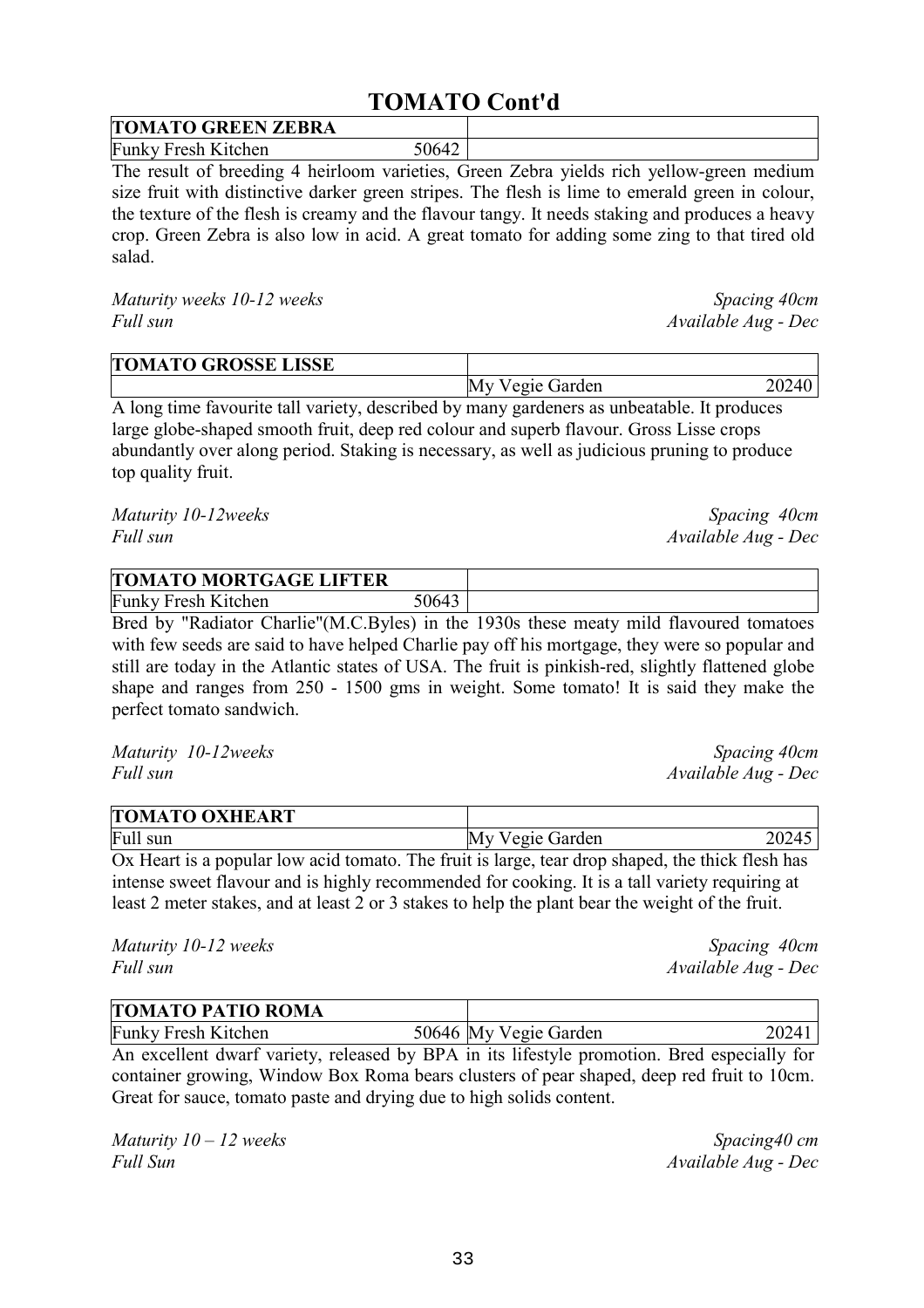# TOMATO Cont'd

| TOMATO GREEN ZEBRA | | | |
|---|---|---|---|
| Funky Fresh Kitchen | 50642 | | |

The result of breeding 4 heirloom varieties, Green Zebra yields rich yellow-green medium size fruit with distinctive darker green stripes. The flesh is lime to emerald green in colour, the texture of the flesh is creamy and the flavour tangy. It needs staking and produces a heavy crop. Green Zebra is also low in acid. A great tomato for adding some zing to that tired old salad.

*Maturity weeks 10-12 weeks* — *Spacing 40cm*
*Full sun* — *Available Aug - Dec*

| TOMATO GROSSE LISSE | | | |
|---|---|---|---|
| | | My Vegie Garden | 20240 |

A long time favourite tall variety, described by many gardeners as unbeatable. It produces large globe-shaped smooth fruit, deep red colour and superb flavour. Gross Lisse crops abundantly over along period. Staking is necessary, as well as judicious pruning to produce top quality fruit.

*Maturity 10-12weeks* — *Spacing 40cm*
*Full sun* — *Available Aug - Dec*

| TOMATO MORTGAGE LIFTER | | | |
|---|---|---|---|
| Funky Fresh Kitchen | 50643 | | |

Bred by "Radiator Charlie"(M.C.Byles) in the 1930s these meaty mild flavoured tomatoes with few seeds are said to have helped Charlie pay off his mortgage, they were so popular and still are today in the Atlantic states of USA. The fruit is pinkish-red, slightly flattened globe shape and ranges from 250 - 1500 gms in weight. Some tomato! It is said they make the perfect tomato sandwich.

*Maturity 10-12weeks* — *Spacing 40cm*
*Full sun* — *Available Aug - Dec*

| TOMATO OXHEART | | | |
|---|---|---|---|
| Full sun | | My Vegie Garden | 20245 |

Ox Heart is a popular low acid tomato. The fruit is large, tear drop shaped, the thick flesh has intense sweet flavour and is highly recommended for cooking. It is a tall variety requiring at least 2 meter stakes, and at least 2 or 3 stakes to help the plant bear the weight of the fruit.

*Maturity 10-12 weeks* — *Spacing 40cm*
*Full sun* — *Available Aug - Dec*

| TOMATO PATIO ROMA | | | |
|---|---|---|---|
| Funky Fresh Kitchen | 50646 | My Vegie Garden | 20241 |

An excellent dwarf variety, released by BPA in its lifestyle promotion. Bred especially for container growing, Window Box Roma bears clusters of pear shaped, deep red fruit to 10cm. Great for sauce, tomato paste and drying due to high solids content.

*Maturity 10 – 12 weeks* — *Spacing40 cm*
*Full Sun* — *Available Aug - Dec*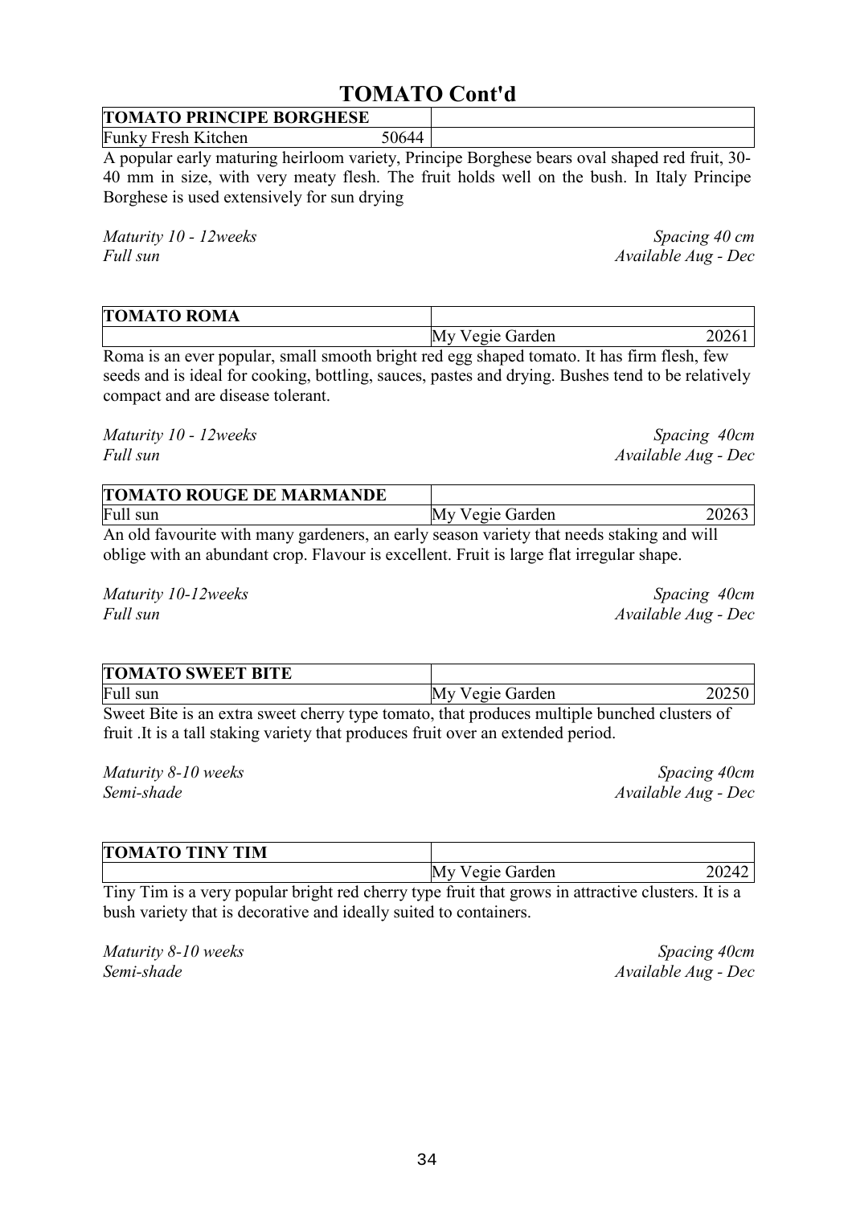# TOMATO Cont'd

| TOMATO PRINCIPE BORGHESE | |
|---|---|
| Funky Fresh Kitchen 50644 | |

A popular early maturing heirloom variety, Principe Borghese bears oval shaped red fruit, 30-40 mm in size, with very meaty flesh. The fruit holds well on the bush. In Italy Principe Borghese is used extensively for sun drying

*Maturity 10 - 12weeks* — *Spacing 40 cm*
*Full sun* — *Available Aug - Dec*

| TOMATO ROMA | |
|---|---|
| | My Vegie Garden 20261 |

Roma is an ever popular, small smooth bright red egg shaped tomato. It has firm flesh, few seeds and is ideal for cooking, bottling, sauces, pastes and drying. Bushes tend to be relatively compact and are disease tolerant.

*Maturity 10 - 12weeks* — *Spacing 40cm*
*Full sun* — *Available Aug - Dec*

| TOMATO ROUGE DE MARMANDE | |
|---|---|
| Full sun | My Vegie Garden 20263 |

An old favourite with many gardeners, an early season variety that needs staking and will oblige with an abundant crop. Flavour is excellent. Fruit is large flat irregular shape.

*Maturity 10-12weeks* — *Spacing 40cm*
*Full sun* — *Available Aug - Dec*

| TOMATO SWEET BITE | |
|---|---|
| Full sun | My Vegie Garden 20250 |

Sweet Bite is an extra sweet cherry type tomato, that produces multiple bunched clusters of fruit .It is a tall staking variety that produces fruit over an extended period.

*Maturity 8-10 weeks* — *Spacing 40cm*
*Semi-shade* — *Available Aug - Dec*

| TOMATO TINY TIM | |
|---|---|
| | My Vegie Garden 20242 |

Tiny Tim is a very popular bright red cherry type fruit that grows in attractive clusters. It is a bush variety that is decorative and ideally suited to containers.

*Maturity 8-10 weeks* — *Spacing 40cm*
*Semi-shade* — *Available Aug - Dec*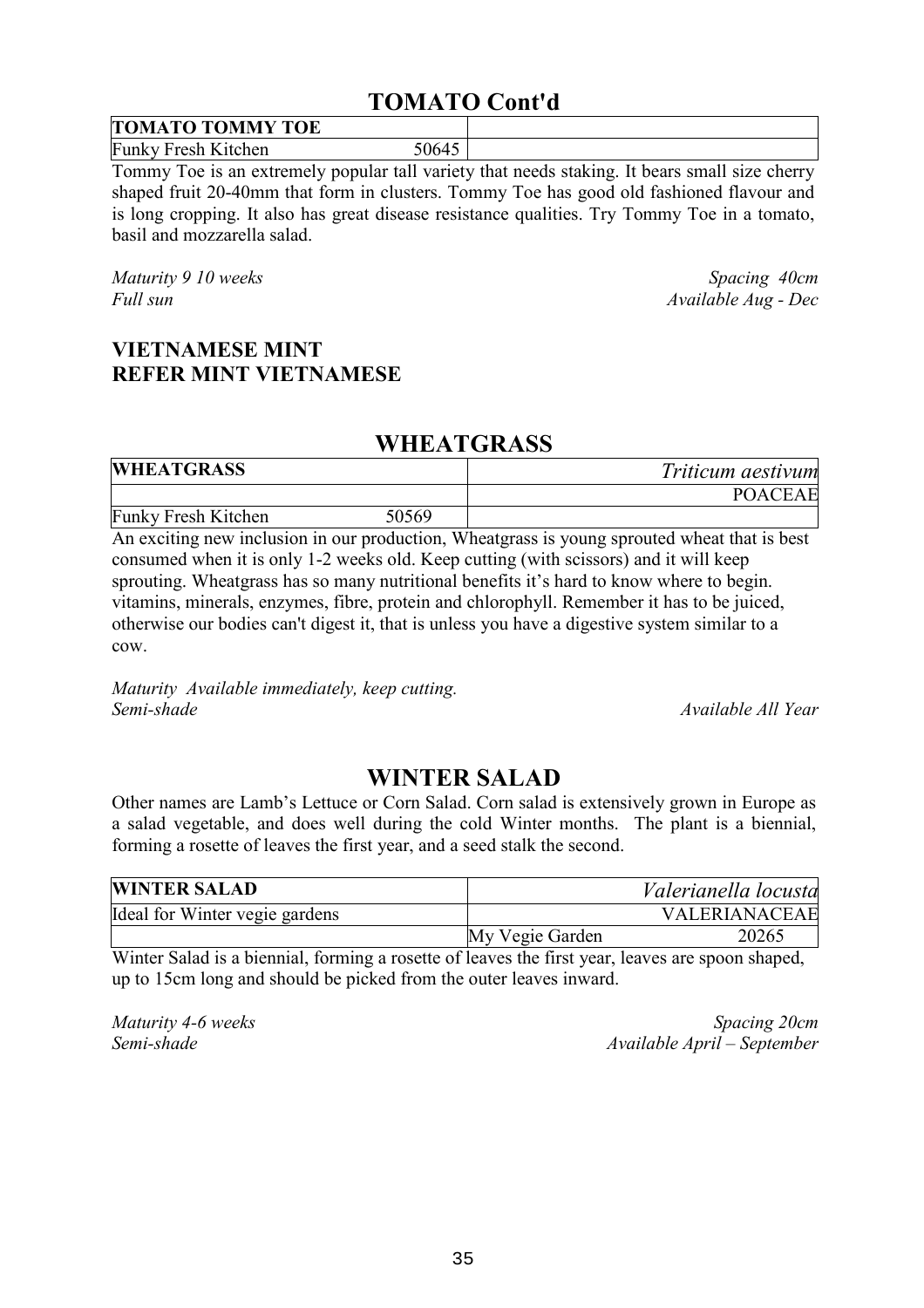# TOMATO Cont'd

| TOMATO TOMMY TOE | | |
|---|---|---|
| Funky Fresh Kitchen | 50645 | |

Tommy Toe is an extremely popular tall variety that needs staking. It bears small size cherry shaped fruit 20-40mm that form in clusters. Tommy Toe has good old fashioned flavour and is long cropping. It also has great disease resistance qualities. Try Tommy Toe in a tomato, basil and mozzarella salad.

*Maturity 9 10 weeks* — *Spacing 40cm*
*Full sun* — *Available Aug - Dec*

**VIETNAMESE MINT**
**REFER MINT VIETNAMESE**

# WHEATGRASS

| WHEATGRASS | | *Triticum aestivum* |
|---|---|---|
| | | POACEAE |
| Funky Fresh Kitchen | 50569 | |

An exciting new inclusion in our production, Wheatgrass is young sprouted wheat that is best consumed when it is only 1-2 weeks old. Keep cutting (with scissors) and it will keep sprouting. Wheatgrass has so many nutritional benefits it's hard to know where to begin. vitamins, minerals, enzymes, fibre, protein and chlorophyll. Remember it has to be juiced, otherwise our bodies can't digest it, that is unless you have a digestive system similar to a cow.

*Maturity Available immediately, keep cutting.*
*Semi-shade* — *Available All Year*

# WINTER SALAD

Other names are Lamb's Lettuce or Corn Salad. Corn salad is extensively grown in Europe as a salad vegetable, and does well during the cold Winter months. The plant is a biennial, forming a rosette of leaves the first year, and a seed stalk the second.

| WINTER SALAD | | *Valerianella locusta* |
|---|---|---|
| Ideal for Winter vegie gardens | | VALERIANACEAE |
| | My Vegie Garden | 20265 |

Winter Salad is a biennial, forming a rosette of leaves the first year, leaves are spoon shaped, up to 15cm long and should be picked from the outer leaves inward.

*Maturity 4-6 weeks* — *Spacing 20cm*
*Semi-shade* — *Available April – September*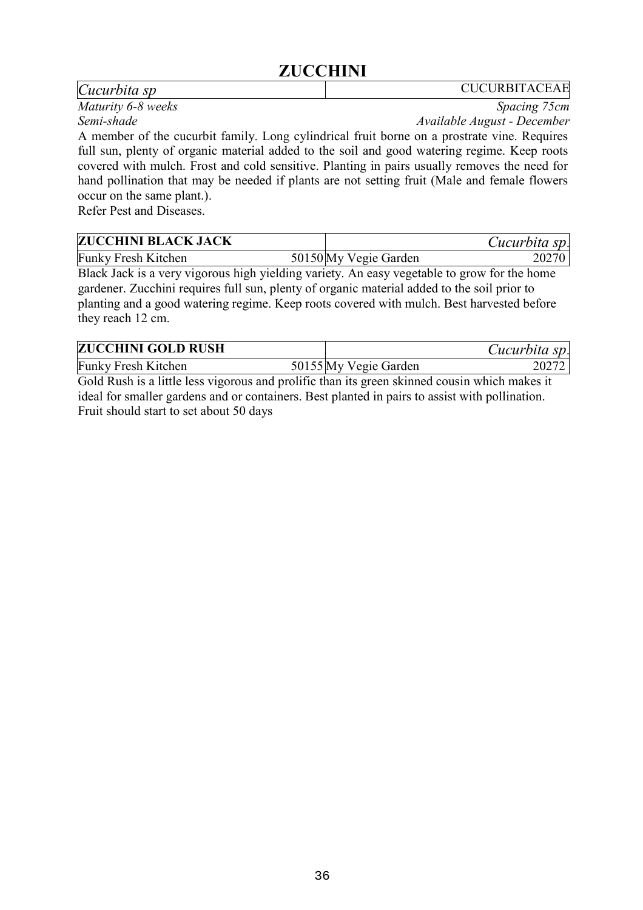# ZUCCHINI

| *Cucurbita sp* | CUCURBITACEAE |
|---|---|

| | |
|---|---|
| *Maturity 6-8 weeks* | *Spacing 75cm* |
| *Semi-shade* | *Available August - December* |

A member of the cucurbit family. Long cylindrical fruit borne on a prostrate vine. Requires full sun, plenty of organic material added to the soil and good watering regime. Keep roots covered with mulch. Frost and cold sensitive. Planting in pairs usually removes the need for hand pollination that may be needed if plants are not setting fruit (Male and female flowers occur on the same plant.).

Refer Pest and Diseases.

| **ZUCCHINI BLACK JACK** | | | *Cucurbita sp.* |
|---|---|---|---|
| Funky Fresh Kitchen | 50150 | My Vegie Garden | 20270 |

Black Jack is a very vigorous high yielding variety. An easy vegetable to grow for the home gardener. Zucchini requires full sun, plenty of organic material added to the soil prior to planting and a good watering regime. Keep roots covered with mulch. Best harvested before they reach 12 cm.

| **ZUCCHINI GOLD RUSH** | | | *Cucurbita sp.* |
|---|---|---|---|
| Funky Fresh Kitchen | 50155 | My Vegie Garden | 20272 |

Gold Rush is a little less vigorous and prolific than its green skinned cousin which makes it ideal for smaller gardens and or containers. Best planted in pairs to assist with pollination. Fruit should start to set about 50 days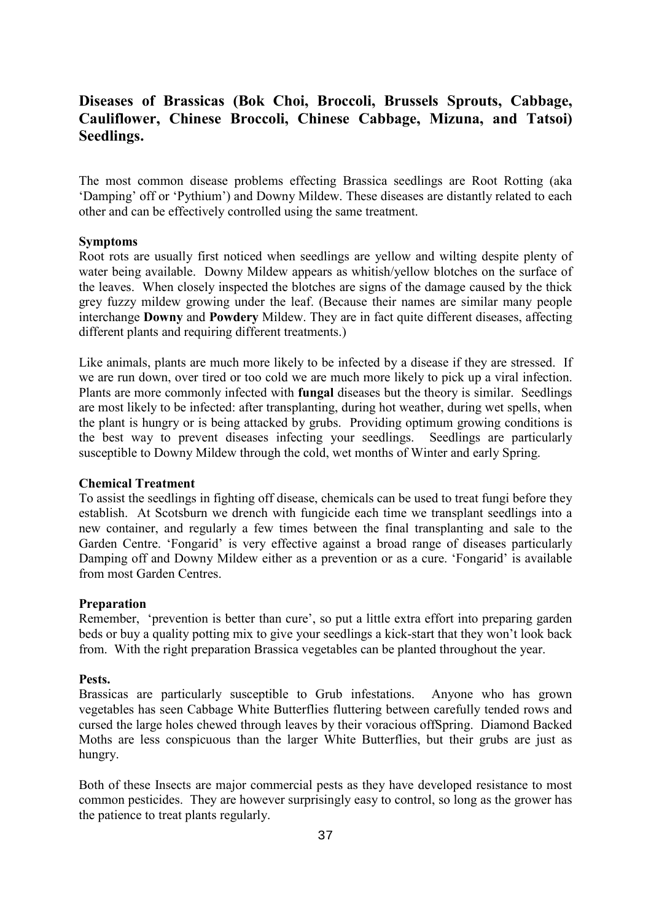## Diseases of Brassicas (Bok Choi, Broccoli, Brussels Sprouts, Cabbage, Cauliflower, Chinese Broccoli, Chinese Cabbage, Mizuna, and Tatsoi) Seedlings.

The most common disease problems effecting Brassica seedlings are Root Rotting (aka 'Damping' off or 'Pythium') and Downy Mildew. These diseases are distantly related to each other and can be effectively controlled using the same treatment.

**Symptoms**

Root rots are usually first noticed when seedlings are yellow and wilting despite plenty of water being available. Downy Mildew appears as whitish/yellow blotches on the surface of the leaves. When closely inspected the blotches are signs of the damage caused by the thick grey fuzzy mildew growing under the leaf. (Because their names are similar many people interchange **Downy** and **Powdery** Mildew. They are in fact quite different diseases, affecting different plants and requiring different treatments.)

Like animals, plants are much more likely to be infected by a disease if they are stressed. If we are run down, over tired or too cold we are much more likely to pick up a viral infection. Plants are more commonly infected with **fungal** diseases but the theory is similar. Seedlings are most likely to be infected: after transplanting, during hot weather, during wet spells, when the plant is hungry or is being attacked by grubs. Providing optimum growing conditions is the best way to prevent diseases infecting your seedlings. Seedlings are particularly susceptible to Downy Mildew through the cold, wet months of Winter and early Spring.

**Chemical Treatment**

To assist the seedlings in fighting off disease, chemicals can be used to treat fungi before they establish. At Scotsburn we drench with fungicide each time we transplant seedlings into a new container, and regularly a few times between the final transplanting and sale to the Garden Centre. 'Fongarid' is very effective against a broad range of diseases particularly Damping off and Downy Mildew either as a prevention or as a cure. 'Fongarid' is available from most Garden Centres.

**Preparation**

Remember, 'prevention is better than cure', so put a little extra effort into preparing garden beds or buy a quality potting mix to give your seedlings a kick-start that they won't look back from. With the right preparation Brassica vegetables can be planted throughout the year.

**Pests.**

Brassicas are particularly susceptible to Grub infestations. Anyone who has grown vegetables has seen Cabbage White Butterflies fluttering between carefully tended rows and cursed the large holes chewed through leaves by their voracious offSpring. Diamond Backed Moths are less conspicuous than the larger White Butterflies, but their grubs are just as hungry.

Both of these Insects are major commercial pests as they have developed resistance to most common pesticides. They are however surprisingly easy to control, so long as the grower has the patience to treat plants regularly.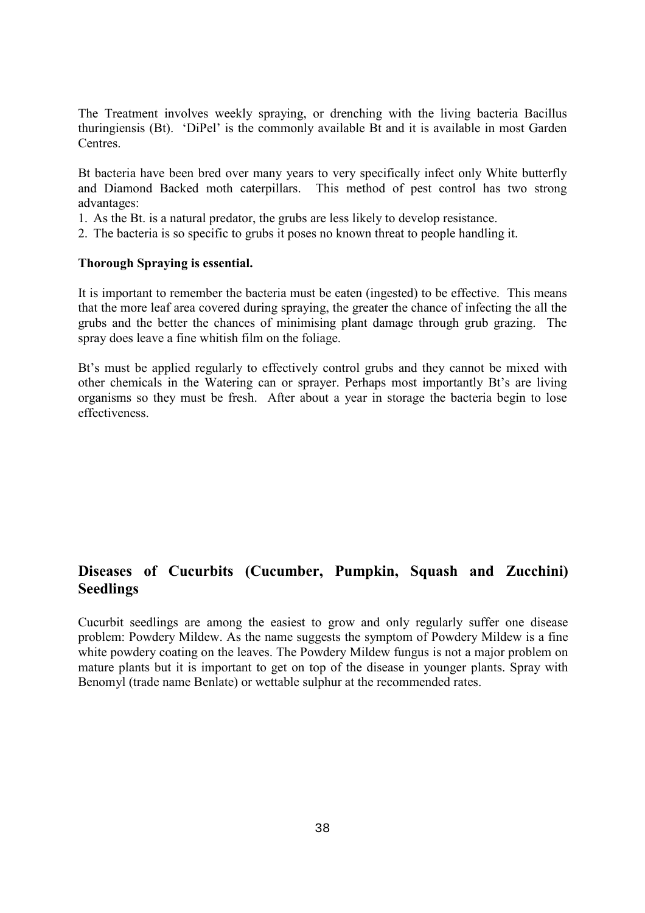The Treatment involves weekly spraying, or drenching with the living bacteria Bacillus thuringiensis (Bt). 'DiPel' is the commonly available Bt and it is available in most Garden Centres.

Bt bacteria have been bred over many years to very specifically infect only White butterfly and Diamond Backed moth caterpillars. This method of pest control has two strong advantages:

1. As the Bt. is a natural predator, the grubs are less likely to develop resistance.
2. The bacteria is so specific to grubs it poses no known threat to people handling it.

**Thorough Spraying is essential.**

It is important to remember the bacteria must be eaten (ingested) to be effective. This means that the more leaf area covered during spraying, the greater the chance of infecting the all the grubs and the better the chances of minimising plant damage through grub grazing. The spray does leave a fine whitish film on the foliage.

Bt's must be applied regularly to effectively control grubs and they cannot be mixed with other chemicals in the Watering can or sprayer. Perhaps most importantly Bt's are living organisms so they must be fresh. After about a year in storage the bacteria begin to lose effectiveness.

## Diseases of Cucurbits (Cucumber, Pumpkin, Squash and Zucchini) Seedlings

Cucurbit seedlings are among the easiest to grow and only regularly suffer one disease problem: Powdery Mildew. As the name suggests the symptom of Powdery Mildew is a fine white powdery coating on the leaves. The Powdery Mildew fungus is not a major problem on mature plants but it is important to get on top of the disease in younger plants. Spray with Benomyl (trade name Benlate) or wettable sulphur at the recommended rates.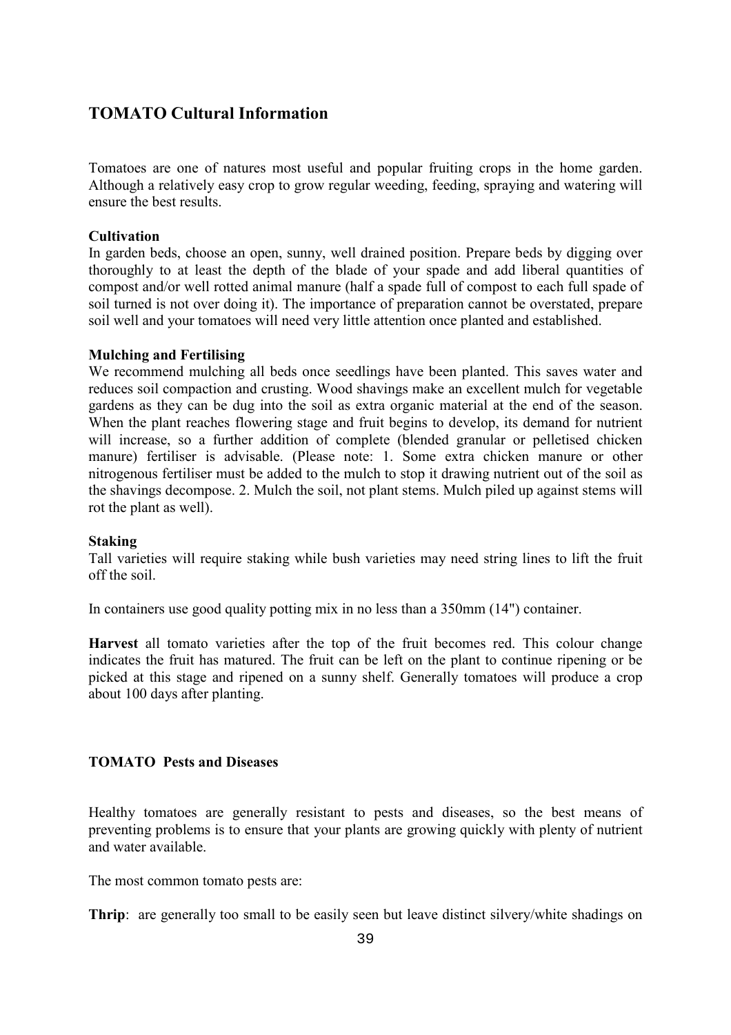## TOMATO Cultural Information

Tomatoes are one of natures most useful and popular fruiting crops in the home garden. Although a relatively easy crop to grow regular weeding, feeding, spraying and watering will ensure the best results.

**Cultivation**
In garden beds, choose an open, sunny, well drained position. Prepare beds by digging over thoroughly to at least the depth of the blade of your spade and add liberal quantities of compost and/or well rotted animal manure (half a spade full of compost to each full spade of soil turned is not over doing it). The importance of preparation cannot be overstated, prepare soil well and your tomatoes will need very little attention once planted and established.

**Mulching and Fertilising**
We recommend mulching all beds once seedlings have been planted. This saves water and reduces soil compaction and crusting. Wood shavings make an excellent mulch for vegetable gardens as they can be dug into the soil as extra organic material at the end of the season. When the plant reaches flowering stage and fruit begins to develop, its demand for nutrient will increase, so a further addition of complete (blended granular or pelletised chicken manure) fertiliser is advisable. (Please note: 1. Some extra chicken manure or other nitrogenous fertiliser must be added to the mulch to stop it drawing nutrient out of the soil as the shavings decompose. 2. Mulch the soil, not plant stems. Mulch piled up against stems will rot the plant as well).

**Staking**
Tall varieties will require staking while bush varieties may need string lines to lift the fruit off the soil.

In containers use good quality potting mix in no less than a 350mm (14") container.

**Harvest** all tomato varieties after the top of the fruit becomes red. This colour change indicates the fruit has matured. The fruit can be left on the plant to continue ripening or be picked at this stage and ripened on a sunny shelf. Generally tomatoes will produce a crop about 100 days after planting.

### TOMATO Pests and Diseases

Healthy tomatoes are generally resistant to pests and diseases, so the best means of preventing problems is to ensure that your plants are growing quickly with plenty of nutrient and water available.

The most common tomato pests are:

**Thrip**: are generally too small to be easily seen but leave distinct silvery/white shadings on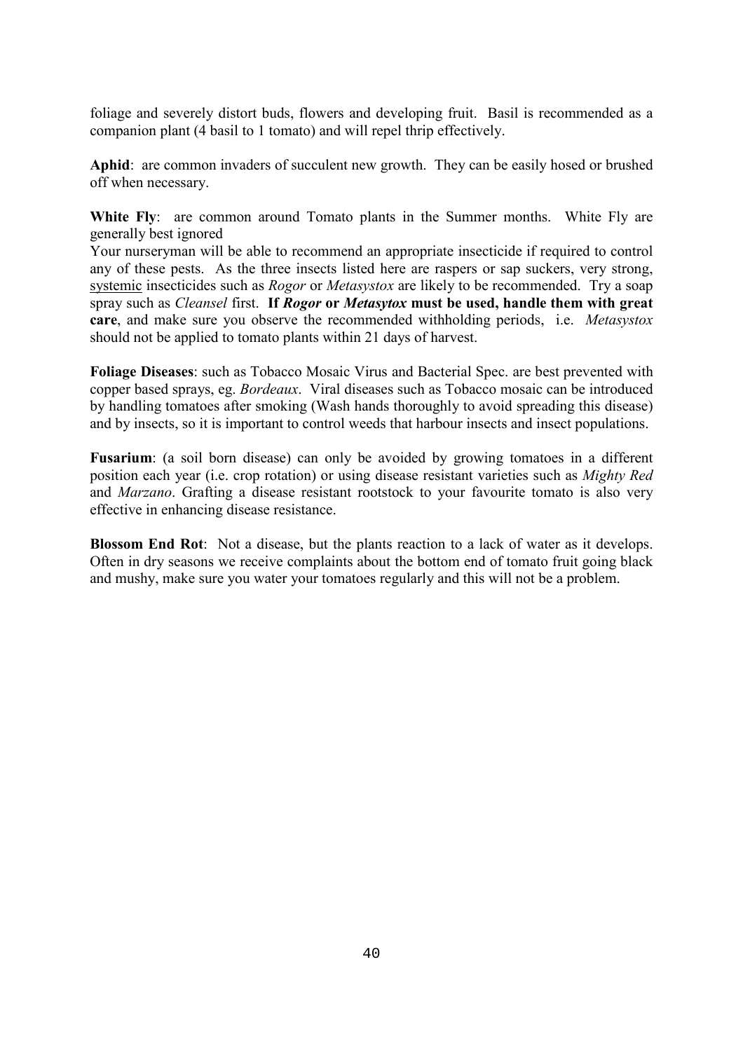foliage and severely distort buds, flowers and developing fruit. Basil is recommended as a companion plant (4 basil to 1 tomato) and will repel thrip effectively.

**Aphid**: are common invaders of succulent new growth. They can be easily hosed or brushed off when necessary.

**White Fly**: are common around Tomato plants in the Summer months. White Fly are generally best ignored
Your nurseryman will be able to recommend an appropriate insecticide if required to control any of these pests. As the three insects listed here are raspers or sap suckers, very strong, <u>systemic</u> insecticides such as *Rogor* or *Metasystox* are likely to be recommended. Try a soap spray such as *Cleansel* first. **If *Rogor* or *Metasytox* must be used, handle them with great care**, and make sure you observe the recommended withholding periods, i.e. *Metasystox* should not be applied to tomato plants within 21 days of harvest.

**Foliage Diseases**: such as Tobacco Mosaic Virus and Bacterial Spec. are best prevented with copper based sprays, eg. *Bordeaux*. Viral diseases such as Tobacco mosaic can be introduced by handling tomatoes after smoking (Wash hands thoroughly to avoid spreading this disease) and by insects, so it is important to control weeds that harbour insects and insect populations.

**Fusarium**: (a soil born disease) can only be avoided by growing tomatoes in a different position each year (i.e. crop rotation) or using disease resistant varieties such as *Mighty Red* and *Marzano*. Grafting a disease resistant rootstock to your favourite tomato is also very effective in enhancing disease resistance.

**Blossom End Rot**: Not a disease, but the plants reaction to a lack of water as it develops. Often in dry seasons we receive complaints about the bottom end of tomato fruit going black and mushy, make sure you water your tomatoes regularly and this will not be a problem.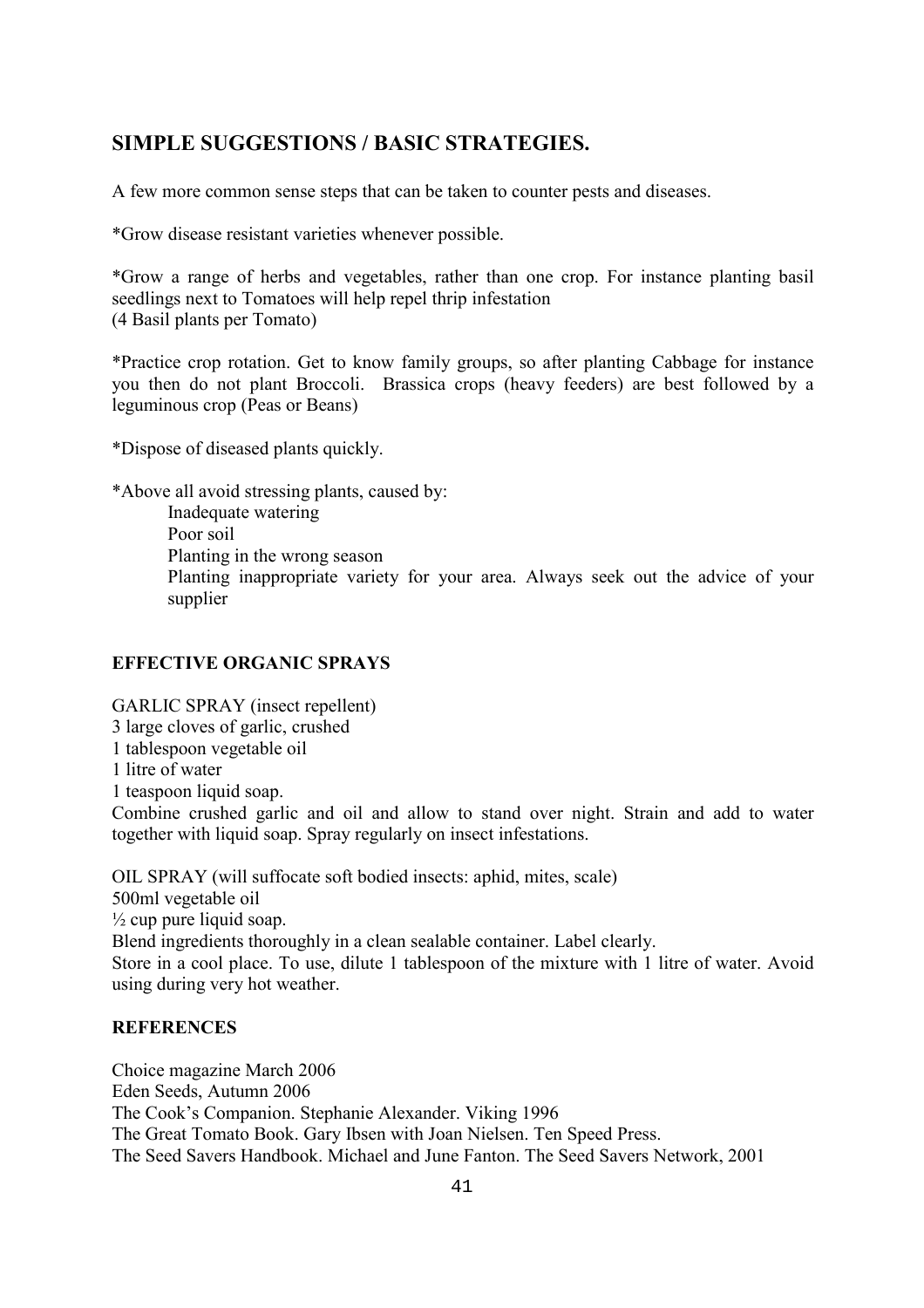## SIMPLE SUGGESTIONS / BASIC STRATEGIES.

A few more common sense steps that can be taken to counter pests and diseases.

*Grow disease resistant varieties whenever possible.

*Grow a range of herbs and vegetables, rather than one crop. For instance planting basil seedlings next to Tomatoes will help repel thrip infestation
(4 Basil plants per Tomato)

*Practice crop rotation. Get to know family groups, so after planting Cabbage for instance you then do not plant Broccoli. Brassica crops (heavy feeders) are best followed by a leguminous crop (Peas or Beans)

*Dispose of diseased plants quickly.

*Above all avoid stressing plants, caused by:

- Inadequate watering
- Poor soil
- Planting in the wrong season
- Planting inappropriate variety for your area. Always seek out the advice of your supplier

### EFFECTIVE ORGANIC SPRAYS

GARLIC SPRAY (insect repellent)
3 large cloves of garlic, crushed
1 tablespoon vegetable oil
1 litre of water
1 teaspoon liquid soap.
Combine crushed garlic and oil and allow to stand over night. Strain and add to water together with liquid soap. Spray regularly on insect infestations.

OIL SPRAY (will suffocate soft bodied insects: aphid, mites, scale)
500ml vegetable oil
½ cup pure liquid soap.
Blend ingredients thoroughly in a clean sealable container. Label clearly.
Store in a cool place. To use, dilute 1 tablespoon of the mixture with 1 litre of water. Avoid using during very hot weather.

### REFERENCES

Choice magazine March 2006
Eden Seeds, Autumn 2006
The Cook's Companion. Stephanie Alexander. Viking 1996
The Great Tomato Book. Gary Ibsen with Joan Nielsen. Ten Speed Press.
The Seed Savers Handbook. Michael and June Fanton. The Seed Savers Network, 2001